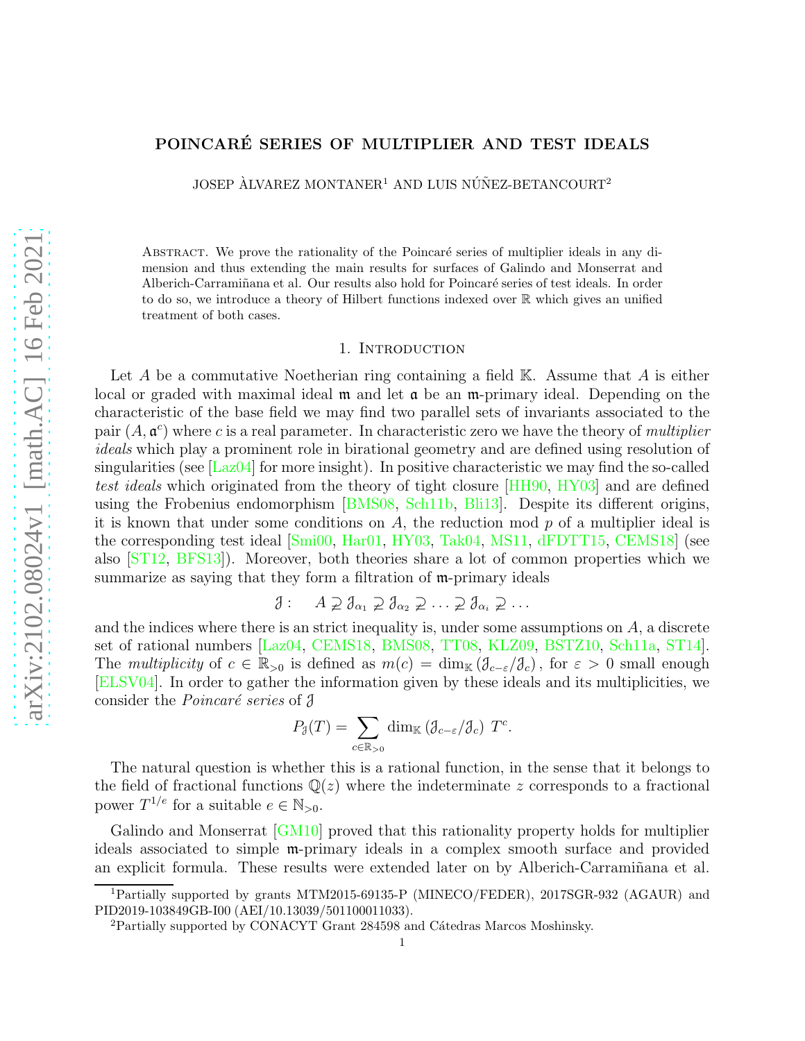# POINCARÉ SERIES OF MULTIPLIER AND TEST IDEALS

JOSEP ÀLVAREZ MONTANER[1] AND LUIS NÚÑEZ-BETANCOURT[2]

Abstract. We prove the rationality of the Poincaré series of multiplier ideals in any dimension and thus extending the main results for surfaces of Galindo and Monserrat and Alberich-Carramiñana et al. Our results also hold for Poincaré series of test ideals. In order to do so, we introduce a theory of Hilbert functions indexed over $\mathbb{R}$ which gives an unified treatment of both cases.

## 1. Introduction

Let $A$ be a commutative Noetherian ring containing a field $\mathbb{K}$. Assume that $A$ is either local or graded with maximal ideal $\mathfrak{m}$ and let $\mathfrak{a}$ be an $\mathfrak{m}$-primary ideal. Depending on the characteristic of the base field we may find two parallel sets of invariants associated to the pair $(A, \mathfrak{a}^c)$ where $c$ is a real parameter. In characteristic zero we have the theory of *multiplier ideals* which play a prominent role in birational geometry and are defined using resolution of singularities (see [Laz04] for more insight). In positive characteristic we may find the so-called *test ideals* which originated from the theory of tight closure [HH90, HY03] and are defined using the Frobenius endomorphism [BMS08, Sch11b, Bli13]. Despite its different origins, it is known that under some conditions on $A$, the reduction mod $p$ of a multiplier ideal is the corresponding test ideal [Smi00, Har01, HY03, Tak04, MS11, dFDTT15, CEMS18] (see also [ST12, BFS13]). Moreover, both theories share a lot of common properties which we summarize as saying that they form a filtration of $\mathfrak{m}$-primary ideals

$$\mathcal{J}: \quad A \supsetneq \mathcal{J}_{\alpha_1} \supsetneq \mathcal{J}_{\alpha_2} \supsetneq \ldots \supsetneq \mathcal{J}_{\alpha_i} \supsetneq \ldots$$

and the indices where there is an strict inequality is, under some assumptions on $A$, a discrete set of rational numbers [Laz04, CEMS18, BMS08, TT08, KLZ09, BSTZ10, Sch11a, ST14]. The *multiplicity* of $c \in \mathbb{R}_{>0}$ is defined as $m(c) = \dim_{\mathbb{K}} (\mathcal{J}_{c-\varepsilon}/\mathcal{J}_c)$, for $\varepsilon > 0$ small enough [ELSV04]. In order to gather the information given by these ideals and its multiplicities, we consider the *Poincaré series* of $\mathcal{J}$

$$P_{\mathcal{J}}(T) = \sum_{c \in \mathbb{R}_{>0}} \dim_{\mathbb{K}} (\mathcal{J}_{c-\varepsilon}/\mathcal{J}_c) \; T^c.$$

The natural question is whether this is a rational function, in the sense that it belongs to the field of fractional functions $\mathbb{Q}(z)$ where the indeterminate $z$ corresponds to a fractional power $T^{1/e}$ for a suitable $e \in \mathbb{N}_{>0}$.

Galindo and Monserrat [GM10] proved that this rationality property holds for multiplier ideals associated to simple $\mathfrak{m}$-primary ideals in a complex smooth surface and provided an explicit formula. These results were extended later on by Alberich-Carramiñana et al.

[1]Partially supported by grants MTM2015-69135-P (MINECO/FEDER), 2017SGR-932 (AGAUR) and PID2019-103849GB-I00 (AEI/10.13039/501100011033).

[2]Partially supported by CONACYT Grant 284598 and Cátedras Marcos Moshinsky.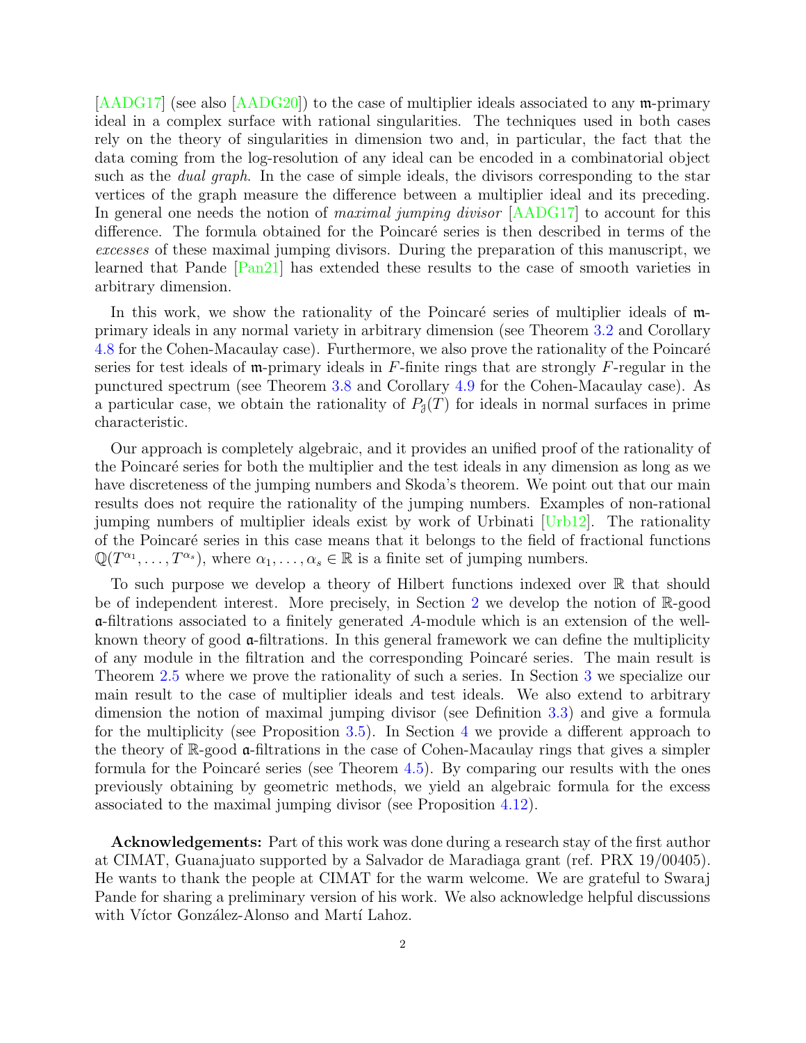[AADG17] (see also [AADG20]) to the case of multiplier ideals associated to any $\mathfrak{m}$-primary ideal in a complex surface with rational singularities. The techniques used in both cases rely on the theory of singularities in dimension two and, in particular, the fact that the data coming from the log-resolution of any ideal can be encoded in a combinatorial object such as the *dual graph*. In the case of simple ideals, the divisors corresponding to the star vertices of the graph measure the difference between a multiplier ideal and its preceding. In general one needs the notion of *maximal jumping divisor* [AADG17] to account for this difference. The formula obtained for the Poincaré series is then described in terms of the *excesses* of these maximal jumping divisors. During the preparation of this manuscript, we learned that Pande [Pan21] has extended these results to the case of smooth varieties in arbitrary dimension.

In this work, we show the rationality of the Poincaré series of multiplier ideals of $\mathfrak{m}$-primary ideals in any normal variety in arbitrary dimension (see Theorem 3.2 and Corollary 4.8 for the Cohen-Macaulay case). Furthermore, we also prove the rationality of the Poincaré series for test ideals of $\mathfrak{m}$-primary ideals in $F$-finite rings that are strongly $F$-regular in the punctured spectrum (see Theorem 3.8 and Corollary 4.9 for the Cohen-Macaulay case). As a particular case, we obtain the rationality of $P_{\mathcal{J}}(T)$ for ideals in normal surfaces in prime characteristic.

Our approach is completely algebraic, and it provides an unified proof of the rationality of the Poincaré series for both the multiplier and the test ideals in any dimension as long as we have discreteness of the jumping numbers and Skoda's theorem. We point out that our main results does not require the rationality of the jumping numbers. Examples of non-rational jumping numbers of multiplier ideals exist by work of Urbinati [Urb12]. The rationality of the Poincaré series in this case means that it belongs to the field of fractional functions $\mathbb{Q}(T^{\alpha_1}, \ldots, T^{\alpha_s})$, where $\alpha_1, \ldots, \alpha_s \in \mathbb{R}$ is a finite set of jumping numbers.

To such purpose we develop a theory of Hilbert functions indexed over $\mathbb{R}$ that should be of independent interest. More precisely, in Section 2 we develop the notion of $\mathbb{R}$-good $\mathfrak{a}$-filtrations associated to a finitely generated $A$-module which is an extension of the well-known theory of good $\mathfrak{a}$-filtrations. In this general framework we can define the multiplicity of any module in the filtration and the corresponding Poincaré series. The main result is Theorem 2.5 where we prove the rationality of such a series. In Section 3 we specialize our main result to the case of multiplier ideals and test ideals. We also extend to arbitrary dimension the notion of maximal jumping divisor (see Definition 3.3) and give a formula for the multiplicity (see Proposition 3.5). In Section 4 we provide a different approach to the theory of $\mathbb{R}$-good $\mathfrak{a}$-filtrations in the case of Cohen-Macaulay rings that gives a simpler formula for the Poincaré series (see Theorem 4.5). By comparing our results with the ones previously obtaining by geometric methods, we yield an algebraic formula for the excess associated to the maximal jumping divisor (see Proposition 4.12).

**Acknowledgements:** Part of this work was done during a research stay of the first author at CIMAT, Guanajuato supported by a Salvador de Maradiaga grant (ref. PRX 19/00405). He wants to thank the people at CIMAT for the warm welcome. We are grateful to Swaraj Pande for sharing a preliminary version of his work. We also acknowledge helpful discussions with Víctor González-Alonso and Martí Lahoz.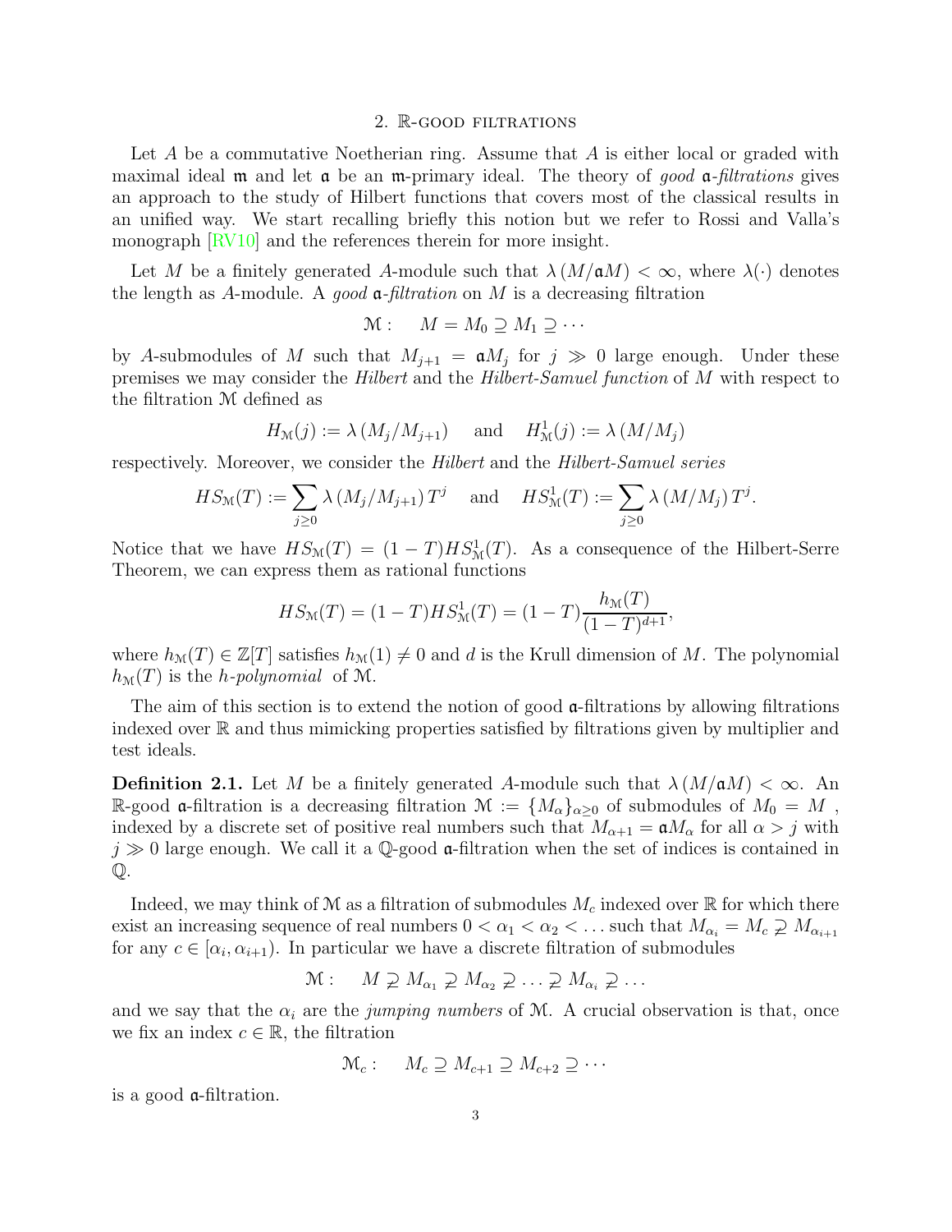## 2. $\mathbb{R}$-good filtrations

Let $A$ be a commutative Noetherian ring. Assume that $A$ is either local or graded with maximal ideal $\mathfrak{m}$ and let $\mathfrak{a}$ be an $\mathfrak{m}$-primary ideal. The theory of *good* $\mathfrak{a}$*-filtrations* gives an approach to the study of Hilbert functions that covers most of the classical results in an unified way. We start recalling briefly this notion but we refer to Rossi and Valla's monograph [RV10] and the references therein for more insight.

Let $M$ be a finitely generated $A$-module such that $\lambda(M/\mathfrak{a}M) < \infty$, where $\lambda(\cdot)$ denotes the length as $A$-module. A *good* $\mathfrak{a}$*-filtration* on $M$ is a decreasing filtration

$$\mathcal{M}: \quad M = M_0 \supseteq M_1 \supseteq \cdots$$

by $A$-submodules of $M$ such that $M_{j+1} = \mathfrak{a}M_j$ for $j \gg 0$ large enough. Under these premises we may consider the *Hilbert* and the *Hilbert-Samuel function* of $M$ with respect to the filtration $\mathcal{M}$ defined as

$$H_{\mathcal{M}}(j) := \lambda(M_j/M_{j+1}) \quad \text{ and } \quad H^1_{\mathcal{M}}(j) := \lambda(M/M_j)$$

respectively. Moreover, we consider the *Hilbert* and the *Hilbert-Samuel series*

$$HS_{\mathcal{M}}(T) := \sum_{j\geq 0} \lambda(M_j/M_{j+1})\, T^j \quad \text{ and } \quad HS^1_{\mathcal{M}}(T) := \sum_{j\geq 0} \lambda(M/M_j)\, T^j.$$

Notice that we have $HS_{\mathcal{M}}(T) = (1-T)HS^1_{\mathcal{M}}(T)$. As a consequence of the Hilbert-Serre Theorem, we can express them as rational functions

$$HS_{\mathcal{M}}(T) = (1-T)HS^1_{\mathcal{M}}(T) = (1-T)\frac{h_{\mathcal{M}}(T)}{(1-T)^{d+1}},$$

where $h_{\mathcal{M}}(T) \in \mathbb{Z}[T]$ satisfies $h_{\mathcal{M}}(1) \neq 0$ and $d$ is the Krull dimension of $M$. The polynomial $h_{\mathcal{M}}(T)$ is the *h-polynomial* of $\mathcal{M}$.

The aim of this section is to extend the notion of good $\mathfrak{a}$-filtrations by allowing filtrations indexed over $\mathbb{R}$ and thus mimicking properties satisfied by filtrations given by multiplier and test ideals.

**Definition 2.1.** Let $M$ be a finitely generated $A$-module such that $\lambda(M/\mathfrak{a}M) < \infty$. An $\mathbb{R}$-good $\mathfrak{a}$-filtration is a decreasing filtration $\mathcal{M} := \{M_\alpha\}_{\alpha \geq 0}$ of submodules of $M_0 = M$ , indexed by a discrete set of positive real numbers such that $M_{\alpha+1} = \mathfrak{a}M_\alpha$ for all $\alpha > j$ with $j \gg 0$ large enough. We call it a $\mathbb{Q}$-good $\mathfrak{a}$-filtration when the set of indices is contained in $\mathbb{Q}$.

Indeed, we may think of $\mathcal{M}$ as a filtration of submodules $M_c$ indexed over $\mathbb{R}$ for which there exist an increasing sequence of real numbers $0 < \alpha_1 < \alpha_2 < \ldots$ such that $M_{\alpha_i} = M_c \supsetneq M_{\alpha_{i+1}}$ for any $c \in [\alpha_i, \alpha_{i+1})$. In particular we have a discrete filtration of submodules

$$\mathcal{M}: \quad M \supsetneq M_{\alpha_1} \supsetneq M_{\alpha_2} \supsetneq \ldots \supsetneq M_{\alpha_i} \supsetneq \ldots$$

and we say that the $\alpha_i$ are the *jumping numbers* of $\mathcal{M}$. A crucial observation is that, once we fix an index $c \in \mathbb{R}$, the filtration

$$\mathcal{M}_c: \quad M_c \supseteq M_{c+1} \supseteq M_{c+2} \supseteq \cdots$$

is a good $\mathfrak{a}$-filtration.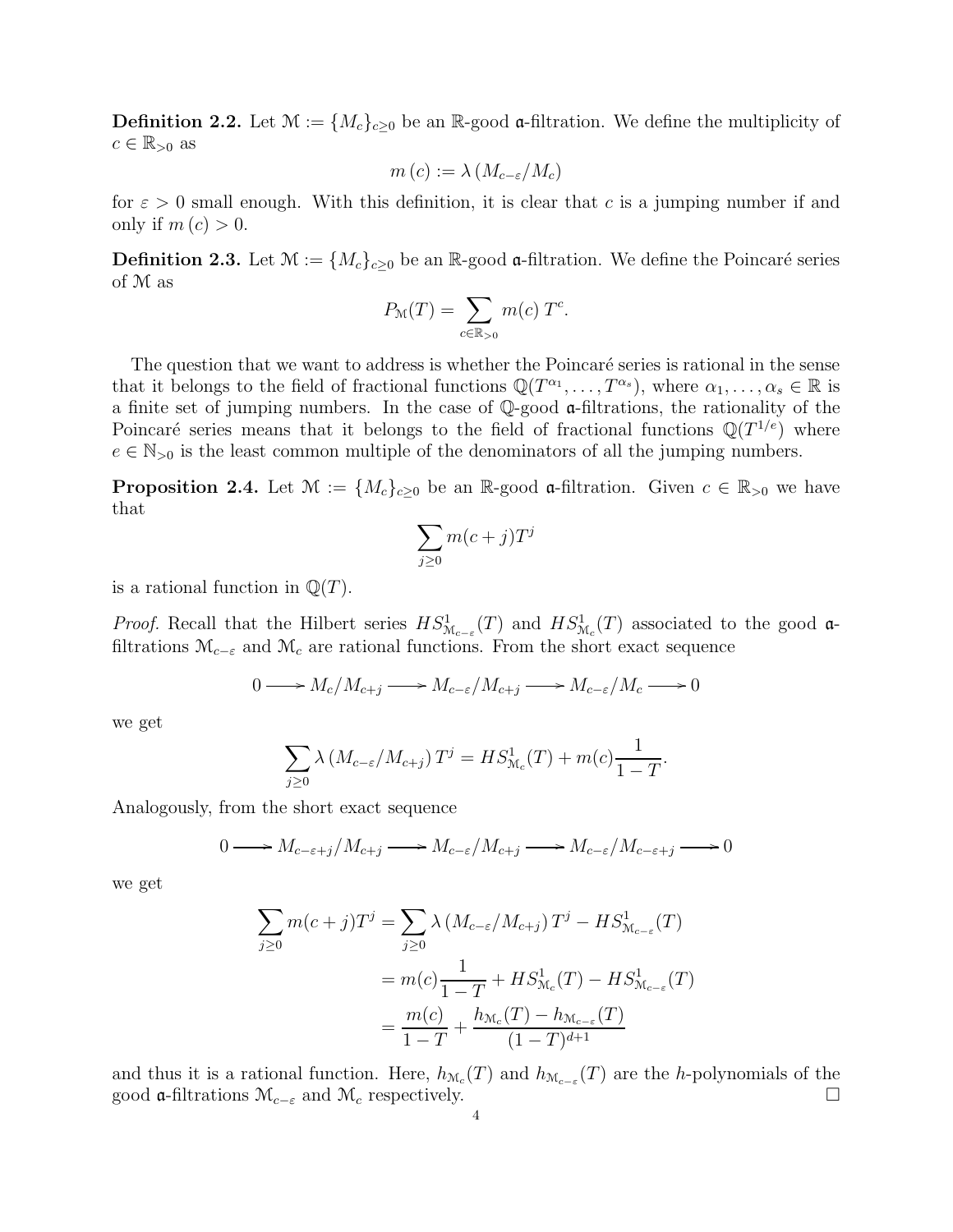**Definition 2.2.** Let $\mathcal{M} := \{M_c\}_{c\geq 0}$ be an $\mathbb{R}$-good $\mathfrak{a}$-filtration. We define the multiplicity of $c \in \mathbb{R}_{>0}$ as

$$m(c) := \lambda\left(M_{c-\varepsilon}/M_c\right)$$

for $\varepsilon > 0$ small enough. With this definition, it is clear that $c$ is a jumping number if and only if $m(c) > 0$.

**Definition 2.3.** Let $\mathcal{M} := \{M_c\}_{c\geq 0}$ be an $\mathbb{R}$-good $\mathfrak{a}$-filtration. We define the Poincaré series of $\mathcal{M}$ as

$$P_{\mathcal{M}}(T) = \sum_{c\in\mathbb{R}_{>0}} m(c)\, T^c.$$

The question that we want to address is whether the Poincaré series is rational in the sense that it belongs to the field of fractional functions $\mathbb{Q}(T^{\alpha_1}, \dots, T^{\alpha_s})$, where $\alpha_1, \dots, \alpha_s \in \mathbb{R}$ is a finite set of jumping numbers. In the case of $\mathbb{Q}$-good $\mathfrak{a}$-filtrations, the rationality of the Poincaré series means that it belongs to the field of fractional functions $\mathbb{Q}(T^{1/e})$ where $e \in \mathbb{N}_{>0}$ is the least common multiple of the denominators of all the jumping numbers.

**Proposition 2.4.** Let $\mathcal{M} := \{M_c\}_{c\geq 0}$ be an $\mathbb{R}$-good $\mathfrak{a}$-filtration. Given $c \in \mathbb{R}_{>0}$ we have that

$$\sum_{j\geq 0} m(c+j)T^j$$

is a rational function in $\mathbb{Q}(T)$.

*Proof.* Recall that the Hilbert series $HS^1_{\mathcal{M}_{c-\varepsilon}}(T)$ and $HS^1_{\mathcal{M}_c}(T)$ associated to the good $\mathfrak{a}$-filtrations $\mathcal{M}_{c-\varepsilon}$ and $\mathcal{M}_c$ are rational functions. From the short exact sequence

$$0 \longrightarrow M_c/M_{c+j} \longrightarrow M_{c-\varepsilon}/M_{c+j} \longrightarrow M_{c-\varepsilon}/M_c \longrightarrow 0$$

we get

$$\sum_{j\geq 0} \lambda\left(M_{c-\varepsilon}/M_{c+j}\right) T^j = HS^1_{\mathcal{M}_c}(T) + m(c)\frac{1}{1-T}.$$

Analogously, from the short exact sequence

$$0 \longrightarrow M_{c-\varepsilon+j}/M_{c+j} \longrightarrow M_{c-\varepsilon}/M_{c+j} \longrightarrow M_{c-\varepsilon}/M_{c-\varepsilon+j} \longrightarrow 0$$

we get

$$\begin{aligned}
\sum_{j\geq 0} m(c+j)T^j &= \sum_{j\geq 0} \lambda\left(M_{c-\varepsilon}/M_{c+j}\right) T^j - HS^1_{\mathcal{M}_{c-\varepsilon}}(T) \\
&= m(c)\frac{1}{1-T} + HS^1_{\mathcal{M}_c}(T) - HS^1_{\mathcal{M}_{c-\varepsilon}}(T) \\
&= \frac{m(c)}{1-T} + \frac{h_{\mathcal{M}_c}(T) - h_{\mathcal{M}_{c-\varepsilon}}(T)}{(1-T)^{d+1}}
\end{aligned}$$

and thus it is a rational function. Here, $h_{\mathcal{M}_c}(T)$ and $h_{\mathcal{M}_{c-\varepsilon}}(T)$ are the $h$-polynomials of the good $\mathfrak{a}$-filtrations $\mathcal{M}_{c-\varepsilon}$ and $\mathcal{M}_c$ respectively. $\square$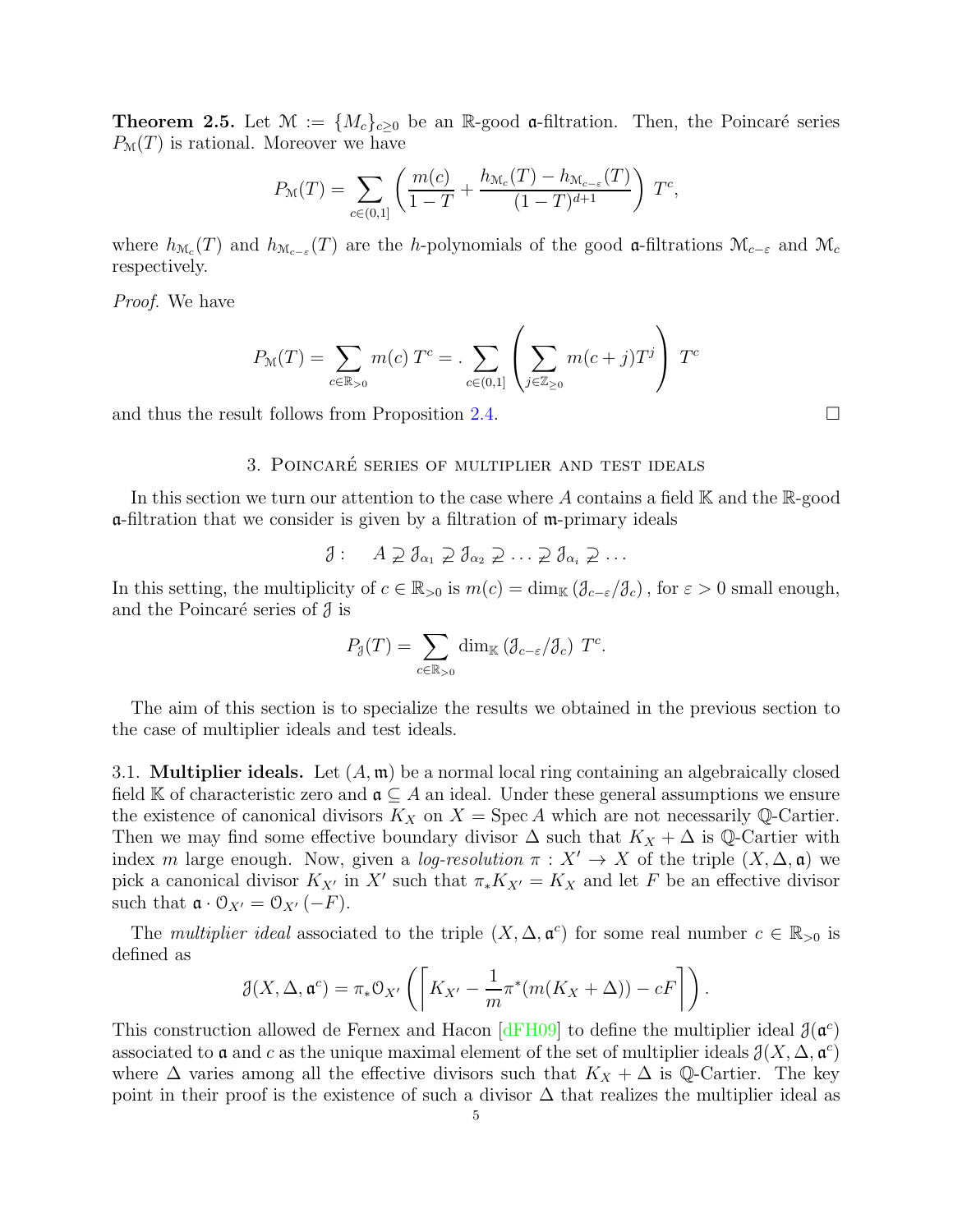**Theorem 2.5.** Let $\mathcal{M} := \{M_c\}_{c\geq 0}$ be an $\mathbb{R}$-good $\mathfrak{a}$-filtration. Then, the Poincaré series $P_{\mathcal{M}}(T)$ is rational. Moreover we have

$$P_{\mathcal{M}}(T) = \sum_{c\in(0,1]} \left( \frac{m(c)}{1-T} + \frac{h_{\mathcal{M}_c}(T) - h_{\mathcal{M}_{c-\varepsilon}}(T)}{(1-T)^{d+1}} \right) T^c,$$

where $h_{\mathcal{M}_c}(T)$ and $h_{\mathcal{M}_{c-\varepsilon}}(T)$ are the $h$-polynomials of the good $\mathfrak{a}$-filtrations $\mathcal{M}_{c-\varepsilon}$ and $\mathcal{M}_c$ respectively.

*Proof.* We have

$$P_{\mathcal{M}}(T) = \sum_{c\in\mathbb{R}_{>0}} m(c)\, T^c = . \sum_{c\in(0,1]} \left( \sum_{j\in\mathbb{Z}_{\geq 0}} m(c+j) T^j \right) T^c$$

and thus the result follows from Proposition 2.4. □

## 3. Poincaré series of multiplier and test ideals

In this section we turn our attention to the case where $A$ contains a field $\mathbb{K}$ and the $\mathbb{R}$-good $\mathfrak{a}$-filtration that we consider is given by a filtration of $\mathfrak{m}$-primary ideals

$$\mathcal{J}: \quad A \supsetneq \mathcal{J}_{\alpha_1} \supsetneq \mathcal{J}_{\alpha_2} \supsetneq \ldots \supsetneq \mathcal{J}_{\alpha_i} \supsetneq \ldots$$

In this setting, the multiplicity of $c \in \mathbb{R}_{>0}$ is $m(c) = \dim_{\mathbb{K}} (\mathcal{J}_{c-\varepsilon}/\mathcal{J}_c)$, for $\varepsilon > 0$ small enough, and the Poincaré series of $\mathcal{J}$ is

$$P_{\mathcal{J}}(T) = \sum_{c\in\mathbb{R}_{>0}} \dim_{\mathbb{K}} (\mathcal{J}_{c-\varepsilon}/\mathcal{J}_c)\; T^c.$$

The aim of this section is to specialize the results we obtained in the previous section to the case of multiplier ideals and test ideals.

### 3.1. Multiplier ideals.

Let $(A, \mathfrak{m})$ be a normal local ring containing an algebraically closed field $\mathbb{K}$ of characteristic zero and $\mathfrak{a} \subseteq A$ an ideal. Under these general assumptions we ensure the existence of canonical divisors $K_X$ on $X = \operatorname{Spec} A$ which are not necessarily $\mathbb{Q}$-Cartier. Then we may find some effective boundary divisor $\Delta$ such that $K_X + \Delta$ is $\mathbb{Q}$-Cartier with index $m$ large enough. Now, given a *log-resolution* $\pi : X' \to X$ of the triple $(X, \Delta, \mathfrak{a})$ we pick a canonical divisor $K_{X'}$ in $X'$ such that $\pi_* K_{X'} = K_X$ and let $F$ be an effective divisor such that $\mathfrak{a} \cdot \mathcal{O}_{X'} = \mathcal{O}_{X'}(-F)$.

The *multiplier ideal* associated to the triple $(X, \Delta, \mathfrak{a}^c)$ for some real number $c \in \mathbb{R}_{>0}$ is defined as

$$\mathcal{J}(X, \Delta, \mathfrak{a}^c) = \pi_* \mathcal{O}_{X'} \left( \left\lceil K_{X'} - \frac{1}{m} \pi^*(m(K_X + \Delta)) - cF \right\rceil \right).$$

This construction allowed de Fernex and Hacon [dFH09] to define the multiplier ideal $\mathcal{J}(\mathfrak{a}^c)$ associated to $\mathfrak{a}$ and $c$ as the unique maximal element of the set of multiplier ideals $\mathcal{J}(X, \Delta, \mathfrak{a}^c)$ where $\Delta$ varies among all the effective divisors such that $K_X + \Delta$ is $\mathbb{Q}$-Cartier. The key point in their proof is the existence of such a divisor $\Delta$ that realizes the multiplier ideal as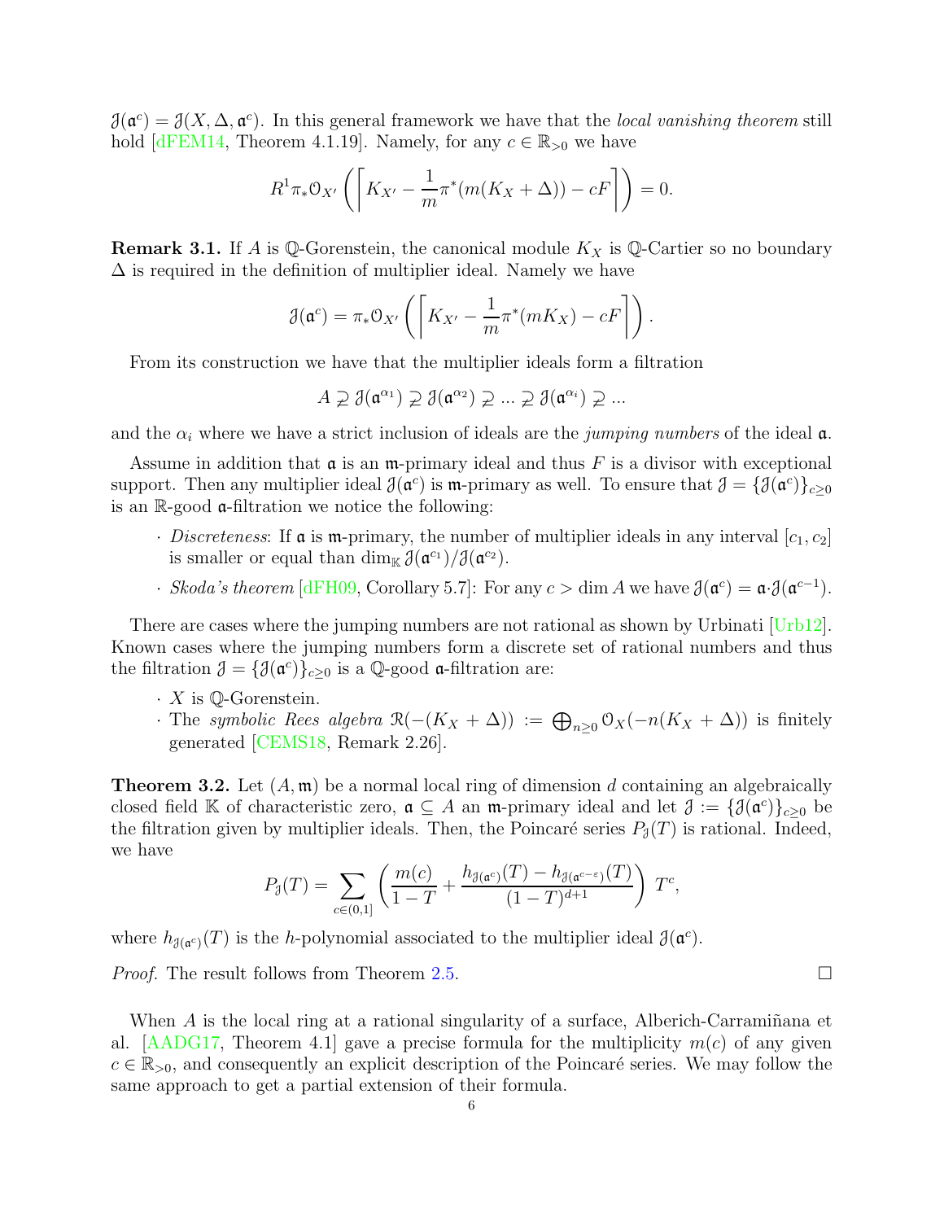$\mathcal{J}(\mathfrak{a}^c) = \mathcal{J}(X, \Delta, \mathfrak{a}^c)$. In this general framework we have that the *local vanishing theorem* still hold [dFEM14, Theorem 4.1.19]. Namely, for any $c \in \mathbb{R}_{>0}$ we have

$$R^1\pi_*\mathcal{O}_{X'}\left(\left\lceil K_{X'} - \frac{1}{m}\pi^*(m(K_X + \Delta)) - cF\right\rceil\right) = 0.$$

**Remark 3.1.** If $A$ is $\mathbb{Q}$-Gorenstein, the canonical module $K_X$ is $\mathbb{Q}$-Cartier so no boundary $\Delta$ is required in the definition of multiplier ideal. Namely we have

$$\mathcal{J}(\mathfrak{a}^c) = \pi_*\mathcal{O}_{X'}\left(\left\lceil K_{X'} - \frac{1}{m}\pi^*(mK_X) - cF\right\rceil\right).$$

From its construction we have that the multiplier ideals form a filtration

$$A \supsetneq \mathcal{J}(\mathfrak{a}^{\alpha_1}) \supsetneq \mathcal{J}(\mathfrak{a}^{\alpha_2}) \supsetneq \dots \supsetneq \mathcal{J}(\mathfrak{a}^{\alpha_i}) \supsetneq \dots$$

and the $\alpha_i$ where we have a strict inclusion of ideals are the *jumping numbers* of the ideal $\mathfrak{a}$.

Assume in addition that $\mathfrak{a}$ is an $\mathfrak{m}$-primary ideal and thus $F$ is a divisor with exceptional support. Then any multiplier ideal $\mathcal{J}(\mathfrak{a}^c)$ is $\mathfrak{m}$-primary as well. To ensure that $\mathcal{J} = \{\mathcal{J}(\mathfrak{a}^c)\}_{c \geq 0}$ is an $\mathbb{R}$-good $\mathfrak{a}$-filtration we notice the following:

- *Discreteness*: If $\mathfrak{a}$ is $\mathfrak{m}$-primary, the number of multiplier ideals in any interval $[c_1, c_2]$ is smaller or equal than $\dim_{\mathbb{K}} \mathcal{J}(\mathfrak{a}^{c_1})/\mathcal{J}(\mathfrak{a}^{c_2})$.
- *Skoda's theorem* [dFH09, Corollary 5.7]: For any $c > \dim A$ we have $\mathcal{J}(\mathfrak{a}^c) = \mathfrak{a}\cdot\mathcal{J}(\mathfrak{a}^{c-1})$.

There are cases where the jumping numbers are not rational as shown by Urbinati [Urb12]. Known cases where the jumping numbers form a discrete set of rational numbers and thus the filtration $\mathcal{J} = \{\mathcal{J}(\mathfrak{a}^c)\}_{c \geq 0}$ is a $\mathbb{Q}$-good $\mathfrak{a}$-filtration are:

- $X$ is $\mathbb{Q}$-Gorenstein.
- The *symbolic Rees algebra* $\mathcal{R}(-(K_X + \Delta)) := \bigoplus_{n \geq 0} \mathcal{O}_X(-n(K_X + \Delta))$ is finitely generated [CEMS18, Remark 2.26].

**Theorem 3.2.** *Let $(A, \mathfrak{m})$ be a normal local ring of dimension $d$ containing an algebraically closed field $\mathbb{K}$ of characteristic zero, $\mathfrak{a} \subseteq A$ an $\mathfrak{m}$-primary ideal and let $\mathcal{J} := \{\mathcal{J}(\mathfrak{a}^c)\}_{c \geq 0}$ be the filtration given by multiplier ideals. Then, the Poincaré series $P_{\mathcal{J}}(T)$ is rational. Indeed, we have*

$$P_{\mathcal{J}}(T) = \sum_{c \in (0,1]} \left(\frac{m(c)}{1-T} + \frac{h_{\mathcal{J}(\mathfrak{a}^c)}(T) - h_{\mathcal{J}(\mathfrak{a}^{c-\varepsilon})}(T)}{(1-T)^{d+1}}\right) T^c,$$

*where $h_{\mathcal{J}(\mathfrak{a}^c)}(T)$ is the $h$-polynomial associated to the multiplier ideal $\mathcal{J}(\mathfrak{a}^c)$.*

*Proof.* The result follows from Theorem 2.5. $\square$

When $A$ is the local ring at a rational singularity of a surface, Alberich-Carramiñana et al. [AADG17, Theorem 4.1] gave a precise formula for the multiplicity $m(c)$ of any given $c \in \mathbb{R}_{>0}$, and consequently an explicit description of the Poincaré series. We may follow the same approach to get a partial extension of their formula.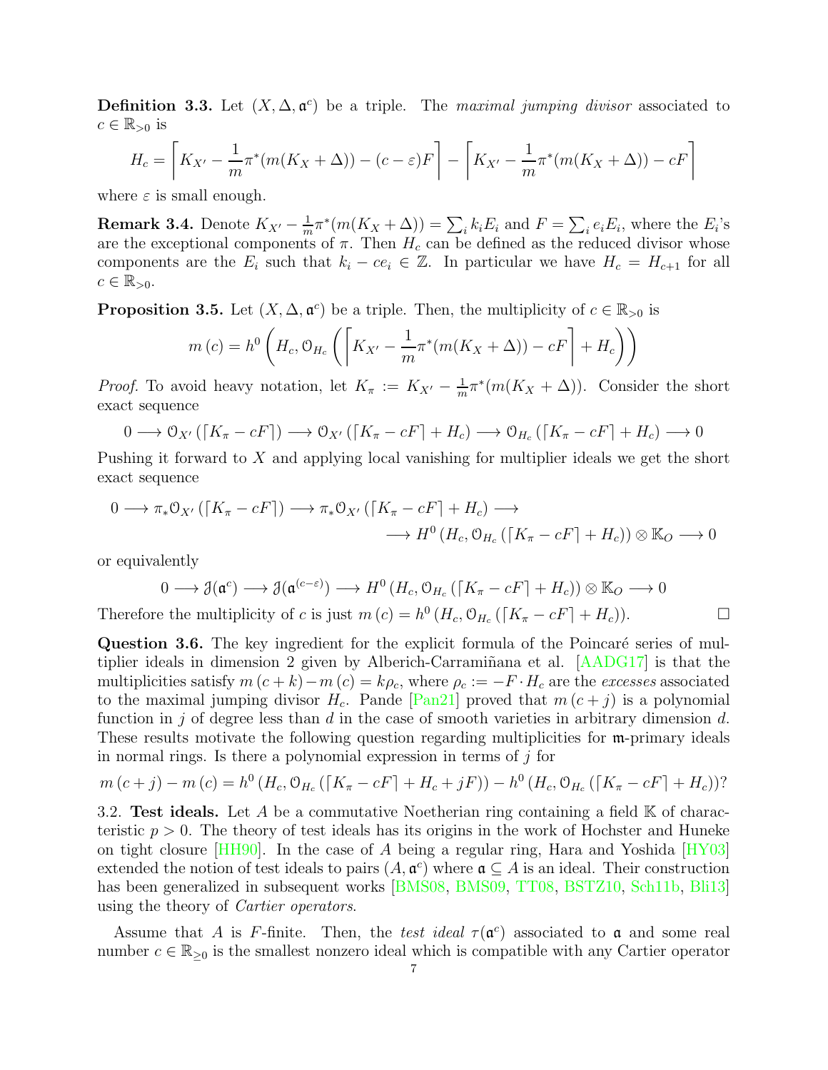**Definition 3.3.** Let $(X, \Delta, \mathfrak{a}^c)$ be a triple. The *maximal jumping divisor* associated to $c \in \mathbb{R}_{>0}$ is

$$H_c = \left\lceil K_{X'} - \frac{1}{m}\pi^*(m(K_X + \Delta)) - (c - \varepsilon)F \right\rceil - \left\lceil K_{X'} - \frac{1}{m}\pi^*(m(K_X + \Delta)) - cF \right\rceil$$

where $\varepsilon$ is small enough.

**Remark 3.4.** Denote $K_{X'} - \frac{1}{m}\pi^*(m(K_X + \Delta)) = \sum_i k_i E_i$ and $F = \sum_i e_i E_i$, where the $E_i$'s are the exceptional components of $\pi$. Then $H_c$ can be defined as the reduced divisor whose components are the $E_i$ such that $k_i - ce_i \in \mathbb{Z}$. In particular we have $H_c = H_{c+1}$ for all $c \in \mathbb{R}_{>0}$.

**Proposition 3.5.** Let $(X, \Delta, \mathfrak{a}^c)$ be a triple. Then, the multiplicity of $c \in \mathbb{R}_{>0}$ is

$$m(c) = h^0\left(H_c, \mathcal{O}_{H_c}\left(\left\lceil K_{X'} - \frac{1}{m}\pi^*(m(K_X + \Delta)) - cF\right\rceil + H_c\right)\right)$$

*Proof.* To avoid heavy notation, let $K_\pi := K_{X'} - \frac{1}{m}\pi^*(m(K_X + \Delta))$. Consider the short exact sequence

$$0 \longrightarrow \mathcal{O}_{X'}\left(\lceil K_\pi - cF\rceil\right) \longrightarrow \mathcal{O}_{X'}\left(\lceil K_\pi - cF\rceil + H_c\right) \longrightarrow \mathcal{O}_{H_c}\left(\lceil K_\pi - cF\rceil + H_c\right) \longrightarrow 0$$

Pushing it forward to $X$ and applying local vanishing for multiplier ideals we get the short exact sequence

$$\begin{aligned} 0 \longrightarrow \pi_*\mathcal{O}_{X'}\left(\lceil K_\pi - cF\rceil\right) \longrightarrow \pi_*\mathcal{O}_{X'}\left(\lceil K_\pi - cF\rceil + H_c\right) \longrightarrow& \\ \longrightarrow H^0\left(H_c, \mathcal{O}_{H_c}\left(\lceil K_\pi - cF\rceil + H_c\right)\right) \otimes \mathbb{K}_O \longrightarrow 0& \end{aligned}$$

or equivalently

$$0 \longrightarrow \mathcal{J}(\mathfrak{a}^c) \longrightarrow \mathcal{J}(\mathfrak{a}^{(c-\varepsilon)}) \longrightarrow H^0\left(H_c, \mathcal{O}_{H_c}\left(\lceil K_\pi - cF\rceil + H_c\right)\right) \otimes \mathbb{K}_O \longrightarrow 0$$

Therefore the multiplicity of $c$ is just $m(c) = h^0\left(H_c, \mathcal{O}_{H_c}\left(\lceil K_\pi - cF\rceil + H_c\right)\right)$. $\square$

**Question 3.6.** The key ingredient for the explicit formula of the Poincaré series of multiplier ideals in dimension 2 given by Alberich-Carramiñana et al. [AADG17] is that the multiplicities satisfy $m(c + k) - m(c) = k\rho_c$, where $\rho_c := -F \cdot H_c$ are the *excesses* associated to the maximal jumping divisor $H_c$. Pande [Pan21] proved that $m(c + j)$ is a polynomial function in $j$ of degree less than $d$ in the case of smooth varieties in arbitrary dimension $d$. These results motivate the following question regarding multiplicities for $\mathfrak{m}$-primary ideals in normal rings. Is there a polynomial expression in terms of $j$ for

$$m(c + j) - m(c) = h^0\left(H_c, \mathcal{O}_{H_c}\left(\lceil K_\pi - cF\rceil + H_c + jF\right)\right) - h^0\left(H_c, \mathcal{O}_{H_c}\left(\lceil K_\pi - cF\rceil + H_c\right)\right)?$$

## 3.2. Test ideals.

Let $A$ be a commutative Noetherian ring containing a field $\mathbb{K}$ of characteristic $p > 0$. The theory of test ideals has its origins in the work of Hochster and Huneke on tight closure [HH90]. In the case of $A$ being a regular ring, Hara and Yoshida [HY03] extended the notion of test ideals to pairs $(A, \mathfrak{a}^c)$ where $\mathfrak{a} \subseteq A$ is an ideal. Their construction has been generalized in subsequent works [BMS08, BMS09, TT08, BSTZ10, Sch11b, Bli13] using the theory of *Cartier operators*.

Assume that $A$ is $F$-finite. Then, the *test ideal* $\tau(\mathfrak{a}^c)$ associated to $\mathfrak{a}$ and some real number $c \in \mathbb{R}_{\geq 0}$ is the smallest nonzero ideal which is compatible with any Cartier operator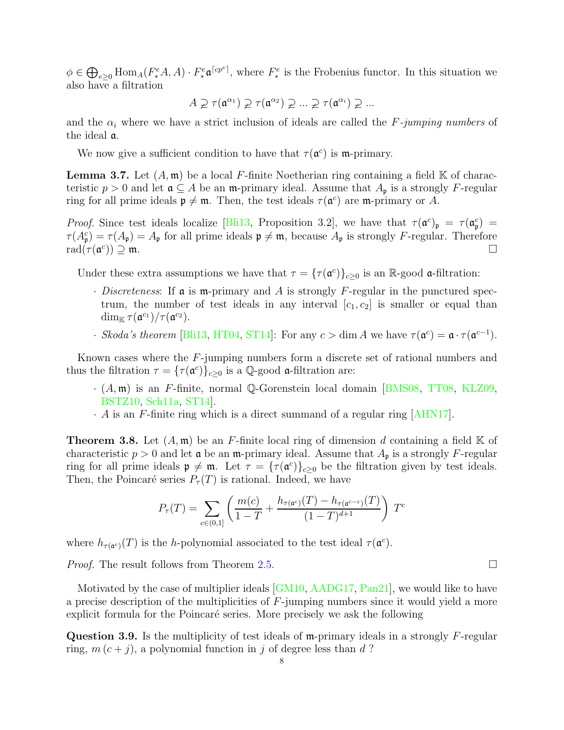$\phi \in \bigoplus_{e\geq 0} \mathrm{Hom}_A(F^e_* A, A) \cdot F^e_* \mathfrak{a}^{\lceil cp^e \rceil}$, where $F^e_*$ is the Frobenius functor. In this situation we also have a filtration

$$A \supsetneq \tau(\mathfrak{a}^{\alpha_1}) \supsetneq \tau(\mathfrak{a}^{\alpha_2}) \supsetneq \ldots \supsetneq \tau(\mathfrak{a}^{\alpha_i}) \supsetneq \ldots$$

and the $\alpha_i$ where we have a strict inclusion of ideals are called the *F-jumping numbers* of the ideal $\mathfrak{a}$.

We now give a sufficient condition to have that $\tau(\mathfrak{a}^c)$ is $\mathfrak{m}$-primary.

**Lemma 3.7.** Let $(A, \mathfrak{m})$ be a local $F$-finite Noetherian ring containing a field $\mathbb{K}$ of characteristic $p > 0$ and let $\mathfrak{a} \subseteq A$ be an $\mathfrak{m}$-primary ideal. Assume that $A_\mathfrak{p}$ is a strongly $F$-regular ring for all prime ideals $\mathfrak{p} \neq \mathfrak{m}$. Then, the test ideals $\tau(\mathfrak{a}^c)$ are $\mathfrak{m}$-primary or $A$.

*Proof.* Since test ideals localize [Bli13, Proposition 3.2], we have that $\tau(\mathfrak{a}^c)_\mathfrak{p} = \tau(\mathfrak{a}^c_\mathfrak{p}) = \tau(A^c_\mathfrak{p}) = \tau(A_\mathfrak{p}) = A_\mathfrak{p}$ for all prime ideals $\mathfrak{p} \neq \mathfrak{m}$, because $A_\mathfrak{p}$ is strongly $F$-regular. Therefore $\mathrm{rad}(\tau(\mathfrak{a}^c)) \supseteq \mathfrak{m}$. □

Under these extra assumptions we have that $\tau = \{\tau(\mathfrak{a}^c)\}_{c\geq 0}$ is an $\mathbb{R}$-good $\mathfrak{a}$-filtration:

- *Discreteness*: If $\mathfrak{a}$ is $\mathfrak{m}$-primary and $A$ is strongly $F$-regular in the punctured spectrum, the number of test ideals in any interval $[c_1, c_2]$ is smaller or equal than $\dim_\mathbb{K} \tau(\mathfrak{a}^{c_1})/\tau(\mathfrak{a}^{c_2})$.
- *Skoda's theorem* [Bli13, HT04, ST14]: For any $c > \dim A$ we have $\tau(\mathfrak{a}^c) = \mathfrak{a} \cdot \tau(\mathfrak{a}^{c-1})$.

Known cases where the $F$-jumping numbers form a discrete set of rational numbers and thus the filtration $\tau = \{\tau(\mathfrak{a}^c)\}_{c\geq 0}$ is a $\mathbb{Q}$-good $\mathfrak{a}$-filtration are:

- $(A, \mathfrak{m})$ is an $F$-finite, normal $\mathbb{Q}$-Gorenstein local domain [BMS08, TT08, KLZ09, BSTZ10, Sch11a, ST14].
- $A$ is an $F$-finite ring which is a direct summand of a regular ring [AHN17].

**Theorem 3.8.** Let $(A, \mathfrak{m})$ be an $F$-finite local ring of dimension $d$ containing a field $\mathbb{K}$ of characteristic $p > 0$ and let $\mathfrak{a}$ be an $\mathfrak{m}$-primary ideal. Assume that $A_\mathfrak{p}$ is a strongly $F$-regular ring for all prime ideals $\mathfrak{p} \neq \mathfrak{m}$. Let $\tau = \{\tau(\mathfrak{a}^c)\}_{c\geq 0}$ be the filtration given by test ideals. Then, the Poincaré series $P_\tau(T)$ is rational. Indeed, we have

$$P_\tau(T) = \sum_{c\in(0,1]} \left( \frac{m(c)}{1-T} + \frac{h_{\tau(\mathfrak{a}^c)}(T) - h_{\tau(\mathfrak{a}^{c-\varepsilon})}(T)}{(1-T)^{d+1}} \right) T^c$$

where $h_{\tau(\mathfrak{a}^c)}(T)$ is the $h$-polynomial associated to the test ideal $\tau(\mathfrak{a}^c)$.

*Proof.* The result follows from Theorem 2.5. □

Motivated by the case of multiplier ideals [GM10, AADG17, Pan21], we would like to have a precise description of the multiplicities of $F$-jumping numbers since it would yield a more explicit formula for the Poincaré series. More precisely we ask the following

**Question 3.9.** Is the multiplicity of test ideals of $\mathfrak{m}$-primary ideals in a strongly $F$-regular ring, $m\,(c+j)$, a polynomial function in $j$ of degree less than $d$ ?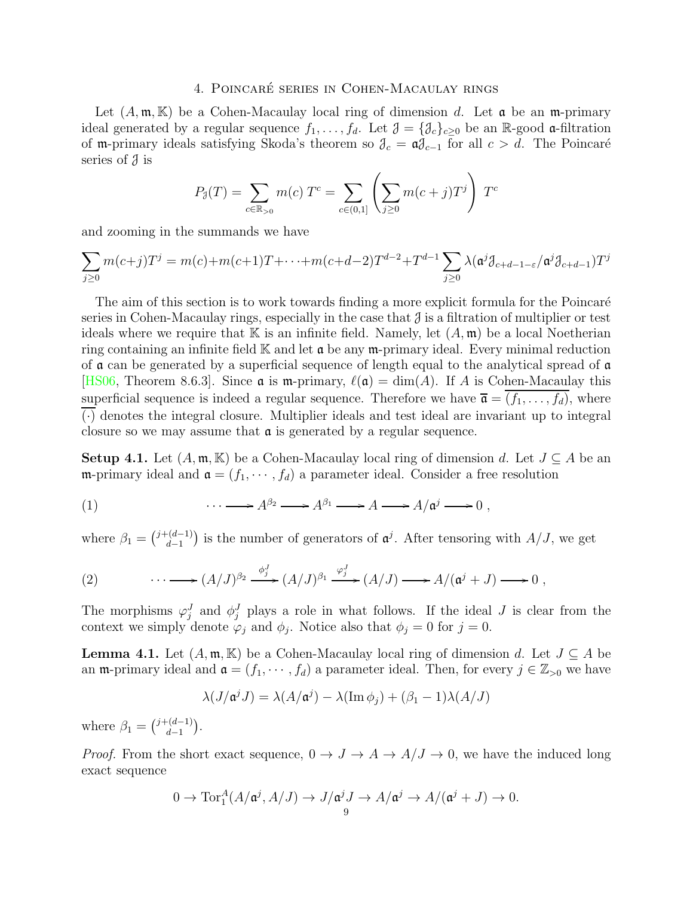## 4. Poincaré series in Cohen-Macaulay rings

Let $(A, \mathfrak{m}, \mathbb{K})$ be a Cohen-Macaulay local ring of dimension $d$. Let $\mathfrak{a}$ be an $\mathfrak{m}$-primary ideal generated by a regular sequence $f_1, \ldots, f_d$. Let $\mathcal{J} = \{\mathcal{J}_c\}_{c \geq 0}$ be an $\mathbb{R}$-good $\mathfrak{a}$-filtration of $\mathfrak{m}$-primary ideals satisfying Skoda's theorem so $\mathcal{J}_c = \mathfrak{a}\mathcal{J}_{c-1}$ for all $c > d$. The Poincaré series of $\mathcal{J}$ is

$$P_{\mathcal{J}}(T) = \sum_{c \in \mathbb{R}_{>0}} m(c)\, T^c = \sum_{c \in (0,1]} \left( \sum_{j \geq 0} m(c+j) T^j \right) T^c$$

and zooming in the summands we have

$$\sum_{j \geq 0} m(c+j) T^j = m(c) + m(c+1)T + \cdots + m(c+d-2)T^{d-2} + T^{d-1} \sum_{j \geq 0} \lambda(\mathfrak{a}^j \mathcal{J}_{c+d-1-\varepsilon}/\mathfrak{a}^j \mathcal{J}_{c+d-1}) T^j$$

The aim of this section is to work towards finding a more explicit formula for the Poincaré series in Cohen-Macaulay rings, especially in the case that $\mathcal{J}$ is a filtration of multiplier or test ideals where we require that $\mathbb{K}$ is an infinite field. Namely, let $(A, \mathfrak{m})$ be a local Noetherian ring containing an infinite field $\mathbb{K}$ and let $\mathfrak{a}$ be any $\mathfrak{m}$-primary ideal. Every minimal reduction of $\mathfrak{a}$ can be generated by a superficial sequence of length equal to the analytical spread of $\mathfrak{a}$ [HS06, Theorem 8.6.3]. Since $\mathfrak{a}$ is $\mathfrak{m}$-primary, $\ell(\mathfrak{a}) = \dim(A)$. If $A$ is Cohen-Macaulay this superficial sequence is indeed a regular sequence. Therefore we have $\overline{\mathfrak{a}} = \overline{(f_1, \ldots, f_d)}$, where $\overline{(\cdot)}$ denotes the integral closure. Multiplier ideals and test ideal are invariant up to integral closure so we may assume that $\mathfrak{a}$ is generated by a regular sequence.

**Setup 4.1.** Let $(A, \mathfrak{m}, \mathbb{K})$ be a Cohen-Macaulay local ring of dimension $d$. Let $J \subseteq A$ be an $\mathfrak{m}$-primary ideal and $\mathfrak{a} = (f_1, \cdots, f_d)$ a parameter ideal. Consider a free resolution

$$\cdots \longrightarrow A^{\beta_2} \longrightarrow A^{\beta_1} \longrightarrow A \longrightarrow A/\mathfrak{a}^j \longrightarrow 0\ , \tag{1}$$

where $\beta_1 = \binom{j+(d-1)}{d-1}$ is the number of generators of $\mathfrak{a}^j$. After tensoring with $A/J$, we get

$$\cdots \longrightarrow (A/J)^{\beta_2} \xrightarrow{\phi_j^J} (A/J)^{\beta_1} \xrightarrow{\varphi_j^J} (A/J) \longrightarrow A/(\mathfrak{a}^j + J) \longrightarrow 0\ , \tag{2}$$

The morphisms $\varphi_j^J$ and $\phi_j^J$ plays a role in what follows. If the ideal $J$ is clear from the context we simply denote $\varphi_j$ and $\phi_j$. Notice also that $\phi_j = 0$ for $j = 0$.

**Lemma 4.1.** Let $(A, \mathfrak{m}, \mathbb{K})$ be a Cohen-Macaulay local ring of dimension $d$. Let $J \subseteq A$ be an $\mathfrak{m}$-primary ideal and $\mathfrak{a} = (f_1, \cdots, f_d)$ a parameter ideal. Then, for every $j \in \mathbb{Z}_{>0}$ we have

$$\lambda(J/\mathfrak{a}^j J) = \lambda(A/\mathfrak{a}^j) - \lambda(\operatorname{Im} \phi_j) + (\beta_1 - 1)\lambda(A/J)$$

where $\beta_1 = \binom{j+(d-1)}{d-1}$.

*Proof.* From the short exact sequence, $0 \to J \to A \to A/J \to 0$, we have the induced long exact sequence

$$0 \to \operatorname{Tor}_1^A(A/\mathfrak{a}^j, A/J) \to J/\mathfrak{a}^j J \to A/\mathfrak{a}^j \to A/(\mathfrak{a}^j + J) \to 0.$$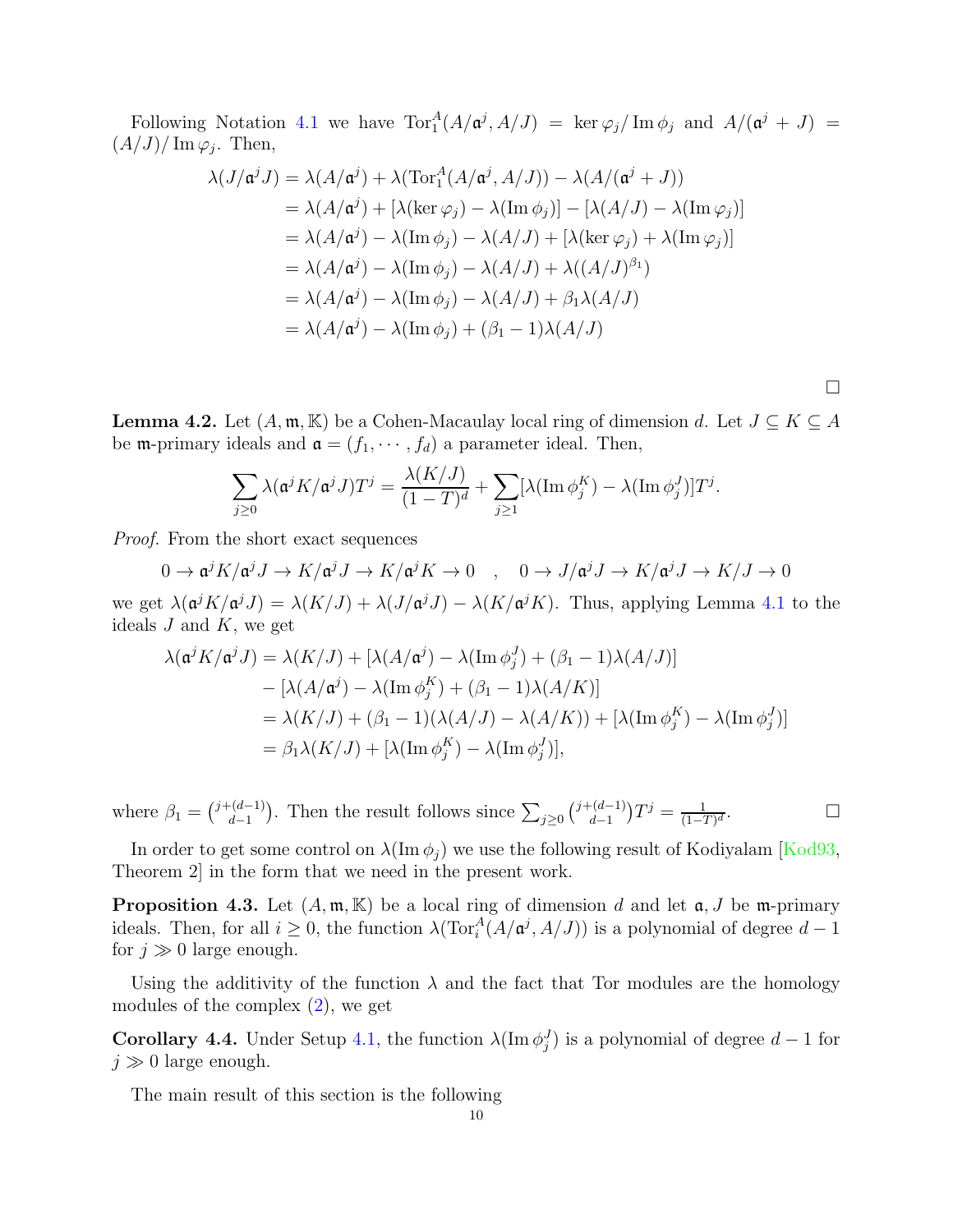Following Notation 4.1 we have $\operatorname{Tor}_1^A(A/\mathfrak{a}^j, A/J) = \ker \varphi_j / \operatorname{Im} \phi_j$ and $A/(\mathfrak{a}^j + J) = (A/J)/\operatorname{Im} \varphi_j$. Then,

$$
\begin{aligned}
\lambda(J/\mathfrak{a}^j J) &= \lambda(A/\mathfrak{a}^j) + \lambda(\operatorname{Tor}_1^A(A/\mathfrak{a}^j, A/J)) - \lambda(A/(\mathfrak{a}^j + J)) \\
&= \lambda(A/\mathfrak{a}^j) + [\lambda(\ker \varphi_j) - \lambda(\operatorname{Im} \phi_j)] - [\lambda(A/J) - \lambda(\operatorname{Im} \varphi_j)] \\
&= \lambda(A/\mathfrak{a}^j) - \lambda(\operatorname{Im} \phi_j) - \lambda(A/J) + [\lambda(\ker \varphi_j) + \lambda(\operatorname{Im} \varphi_j)] \\
&= \lambda(A/\mathfrak{a}^j) - \lambda(\operatorname{Im} \phi_j) - \lambda(A/J) + \lambda((A/J)^{\beta_1}) \\
&= \lambda(A/\mathfrak{a}^j) - \lambda(\operatorname{Im} \phi_j) - \lambda(A/J) + \beta_1 \lambda(A/J) \\
&= \lambda(A/\mathfrak{a}^j) - \lambda(\operatorname{Im} \phi_j) + (\beta_1 - 1)\lambda(A/J)
\end{aligned}
$$

□

**Lemma 4.2.** Let $(A, \mathfrak{m}, \mathbb{K})$ be a Cohen-Macaulay local ring of dimension $d$. Let $J \subseteq K \subseteq A$ be $\mathfrak{m}$-primary ideals and $\mathfrak{a} = (f_1, \cdots, f_d)$ a parameter ideal. Then,

$$
\sum_{j \geq 0} \lambda(\mathfrak{a}^j K / \mathfrak{a}^j J) T^j = \frac{\lambda(K/J)}{(1-T)^d} + \sum_{j \geq 1} [\lambda(\operatorname{Im} \phi_j^K) - \lambda(\operatorname{Im} \phi_j^J)] T^j.
$$

*Proof.* From the short exact sequences

$$
0 \to \mathfrak{a}^j K / \mathfrak{a}^j J \to K / \mathfrak{a}^j J \to K / \mathfrak{a}^j K \to 0 \quad , \quad 0 \to J / \mathfrak{a}^j J \to K / \mathfrak{a}^j J \to K / J \to 0
$$

we get $\lambda(\mathfrak{a}^j K / \mathfrak{a}^j J) = \lambda(K/J) + \lambda(J/\mathfrak{a}^j J) - \lambda(K/\mathfrak{a}^j K)$. Thus, applying Lemma 4.1 to the ideals $J$ and $K$, we get

$$
\begin{aligned}
\lambda(\mathfrak{a}^j K / \mathfrak{a}^j J) &= \lambda(K/J) + [\lambda(A/\mathfrak{a}^j) - \lambda(\operatorname{Im} \phi_j^J) + (\beta_1 - 1)\lambda(A/J)] \\
&\quad - [\lambda(A/\mathfrak{a}^j) - \lambda(\operatorname{Im} \phi_j^K) + (\beta_1 - 1)\lambda(A/K)] \\
&= \lambda(K/J) + (\beta_1 - 1)(\lambda(A/J) - \lambda(A/K)) + [\lambda(\operatorname{Im} \phi_j^K) - \lambda(\operatorname{Im} \phi_j^J)] \\
&= \beta_1 \lambda(K/J) + [\lambda(\operatorname{Im} \phi_j^K) - \lambda(\operatorname{Im} \phi_j^J)],
\end{aligned}
$$

where $\beta_1 = \binom{j+(d-1)}{d-1}$. Then the result follows since $\sum_{j \geq 0} \binom{j+(d-1)}{d-1} T^j = \frac{1}{(1-T)^d}$. □

In order to get some control on $\lambda(\operatorname{Im} \phi_j)$ we use the following result of Kodiyalam [Kod93, Theorem 2] in the form that we need in the present work.

**Proposition 4.3.** Let $(A, \mathfrak{m}, \mathbb{K})$ be a local ring of dimension $d$ and let $\mathfrak{a}, J$ be $\mathfrak{m}$-primary ideals. Then, for all $i \geq 0$, the function $\lambda(\operatorname{Tor}_i^A(A/\mathfrak{a}^j, A/J))$ is a polynomial of degree $d-1$ for $j \gg 0$ large enough.

Using the additivity of the function $\lambda$ and the fact that Tor modules are the homology modules of the complex (2), we get

**Corollary 4.4.** Under Setup 4.1, the function $\lambda(\operatorname{Im} \phi_j^J)$ is a polynomial of degree $d-1$ for $j \gg 0$ large enough.

The main result of this section is the following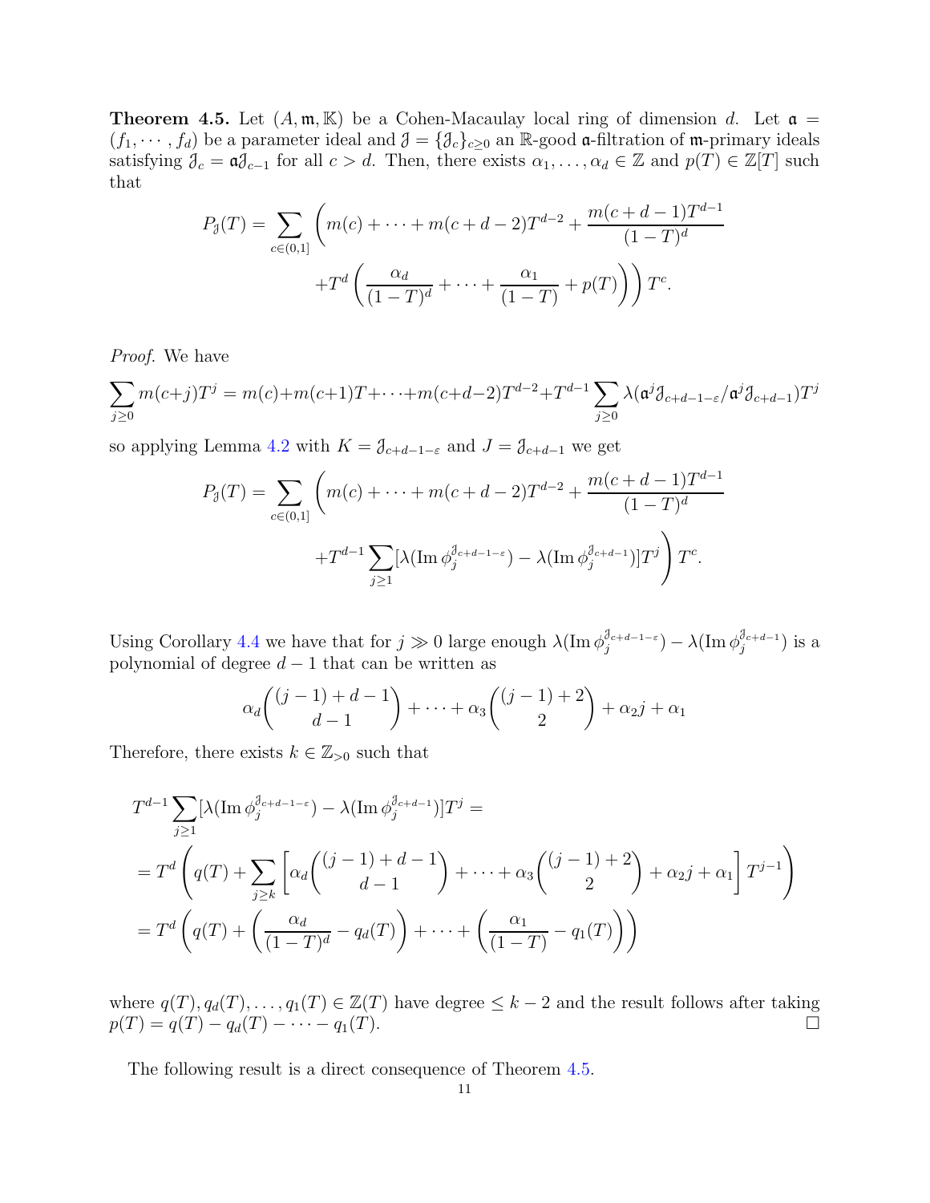**Theorem 4.5.** Let $(A, \mathfrak{m}, \mathbb{K})$ be a Cohen-Macaulay local ring of dimension $d$. Let $\mathfrak{a} = (f_1, \cdots, f_d)$ be a parameter ideal and $\mathfrak{J} = \{\mathfrak{J}_c\}_{c \geq 0}$ an $\mathbb{R}$-good $\mathfrak{a}$-filtration of $\mathfrak{m}$-primary ideals satisfying $\mathfrak{J}_c = \mathfrak{a}\mathfrak{J}_{c-1}$ for all $c > d$. Then, there exists $\alpha_1, \ldots, \alpha_d \in \mathbb{Z}$ and $p(T) \in \mathbb{Z}[T]$ such that

$$P_{\mathfrak{J}}(T) = \sum_{c \in (0,1]} \left( m(c) + \cdots + m(c+d-2)T^{d-2} + \frac{m(c+d-1)T^{d-1}}{(1-T)^d} + T^d \left( \frac{\alpha_d}{(1-T)^d} + \cdots + \frac{\alpha_1}{(1-T)} + p(T) \right) \right) T^c.$$

*Proof.* We have

$$\sum_{j \geq 0} m(c+j)T^j = m(c) + m(c+1)T + \cdots + m(c+d-2)T^{d-2} + T^{d-1} \sum_{j \geq 0} \lambda(\mathfrak{a}^j \mathfrak{J}_{c+d-1-\varepsilon} / \mathfrak{a}^j \mathfrak{J}_{c+d-1}) T^j$$

so applying Lemma 4.2 with $K = \mathfrak{J}_{c+d-1-\varepsilon}$ and $J = \mathfrak{J}_{c+d-1}$ we get

$$P_{\mathfrak{J}}(T) = \sum_{c \in (0,1]} \left( m(c) + \cdots + m(c+d-2)T^{d-2} + \frac{m(c+d-1)T^{d-1}}{(1-T)^d} + T^{d-1} \sum_{j \geq 1} [\lambda(\operatorname{Im} \phi_j^{\mathfrak{J}_{c+d-1-\varepsilon}}) - \lambda(\operatorname{Im} \phi_j^{\mathfrak{J}_{c+d-1}})] T^j \right) T^c.$$

Using Corollary 4.4 we have that for $j \gg 0$ large enough $\lambda(\operatorname{Im} \phi_j^{\mathfrak{J}_{c+d-1-\varepsilon}}) - \lambda(\operatorname{Im} \phi_j^{\mathfrak{J}_{c+d-1}})$ is a polynomial of degree $d-1$ that can be written as

$$\alpha_d \binom{(j-1)+d-1}{d-1} + \cdots + \alpha_3 \binom{(j-1)+2}{2} + \alpha_2 j + \alpha_1$$

Therefore, there exists $k \in \mathbb{Z}_{>0}$ such that

$$\begin{aligned}
&T^{d-1} \sum_{j \geq 1} [\lambda(\operatorname{Im} \phi_j^{\mathfrak{J}_{c+d-1-\varepsilon}}) - \lambda(\operatorname{Im} \phi_j^{\mathfrak{J}_{c+d-1}})] T^j = \\
&= T^d \left( q(T) + \sum_{j \geq k} \left[ \alpha_d \binom{(j-1)+d-1}{d-1} + \cdots + \alpha_3 \binom{(j-1)+2}{2} + \alpha_2 j + \alpha_1 \right] T^{j-1} \right) \\
&= T^d \left( q(T) + \left( \frac{\alpha_d}{(1-T)^d} - q_d(T) \right) + \cdots + \left( \frac{\alpha_1}{(1-T)} - q_1(T) \right) \right)
\end{aligned}$$

where $q(T), q_d(T), \ldots, q_1(T) \in \mathbb{Z}(T)$ have degree $\leq k-2$ and the result follows after taking $p(T) = q(T) - q_d(T) - \cdots - q_1(T)$. $\square$

The following result is a direct consequence of Theorem 4.5.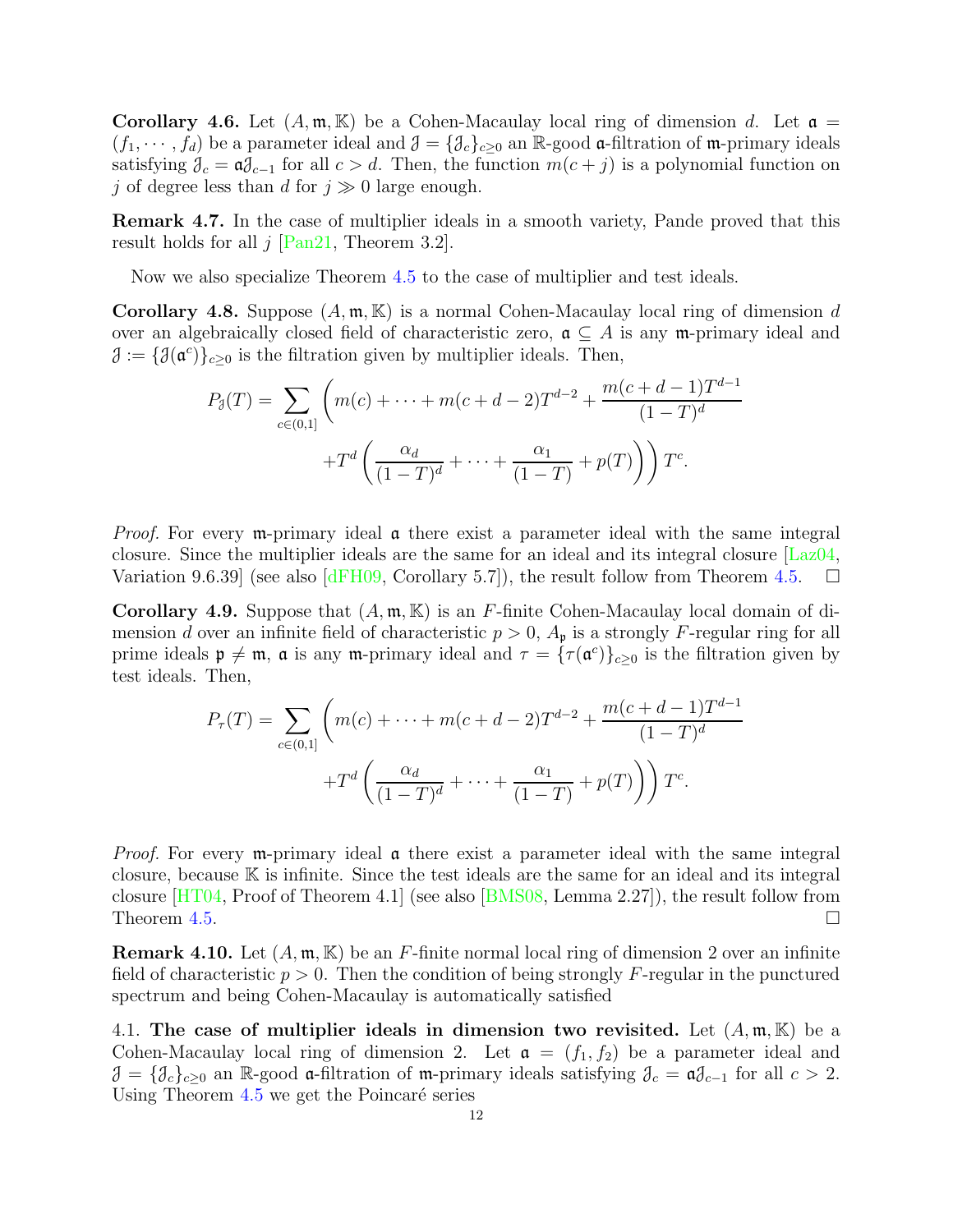**Corollary 4.6.** Let $(A, \mathfrak{m}, \mathbb{K})$ be a Cohen-Macaulay local ring of dimension $d$. Let $\mathfrak{a} = (f_1, \cdots, f_d)$ be a parameter ideal and $\mathfrak{J} = \{\mathfrak{J}_c\}_{c\geq 0}$ an $\mathbb{R}$-good $\mathfrak{a}$-filtration of $\mathfrak{m}$-primary ideals satisfying $\mathfrak{J}_c = \mathfrak{a}\mathfrak{J}_{c-1}$ for all $c > d$. Then, the function $m(c+j)$ is a polynomial function on $j$ of degree less than $d$ for $j \gg 0$ large enough.

**Remark 4.7.** In the case of multiplier ideals in a smooth variety, Pande proved that this result holds for all $j$ [Pan21, Theorem 3.2].

Now we also specialize Theorem 4.5 to the case of multiplier and test ideals.

**Corollary 4.8.** Suppose $(A, \mathfrak{m}, \mathbb{K})$ is a normal Cohen-Macaulay local ring of dimension $d$ over an algebraically closed field of characteristic zero, $\mathfrak{a} \subseteq A$ is any $\mathfrak{m}$-primary ideal and $\mathfrak{J} := \{\mathfrak{J}(\mathfrak{a}^c)\}_{c\geq 0}$ is the filtration given by multiplier ideals. Then,

$$P_{\mathfrak{J}}(T) = \sum_{c\in(0,1]} \left( m(c) + \cdots + m(c+d-2)T^{d-2} + \frac{m(c+d-1)T^{d-1}}{(1-T)^d} \right.$$
$$\left. + T^d \left( \frac{\alpha_d}{(1-T)^d} + \cdots + \frac{\alpha_1}{(1-T)} + p(T) \right) \right) T^c.$$

*Proof.* For every $\mathfrak{m}$-primary ideal $\mathfrak{a}$ there exist a parameter ideal with the same integral closure. Since the multiplier ideals are the same for an ideal and its integral closure [Laz04, Variation 9.6.39] (see also [dFH09, Corollary 5.7]), the result follow from Theorem 4.5. $\square$

**Corollary 4.9.** Suppose that $(A, \mathfrak{m}, \mathbb{K})$ is an $F$-finite Cohen-Macaulay local domain of dimension $d$ over an infinite field of characteristic $p > 0$, $A_{\mathfrak{p}}$ is a strongly $F$-regular ring for all prime ideals $\mathfrak{p} \neq \mathfrak{m}$, $\mathfrak{a}$ is any $\mathfrak{m}$-primary ideal and $\tau = \{\tau(\mathfrak{a}^c)\}_{c\geq 0}$ is the filtration given by test ideals. Then,

$$P_{\tau}(T) = \sum_{c\in(0,1]} \left( m(c) + \cdots + m(c+d-2)T^{d-2} + \frac{m(c+d-1)T^{d-1}}{(1-T)^d} \right.$$
$$\left. + T^d \left( \frac{\alpha_d}{(1-T)^d} + \cdots + \frac{\alpha_1}{(1-T)} + p(T) \right) \right) T^c.$$

*Proof.* For every $\mathfrak{m}$-primary ideal $\mathfrak{a}$ there exist a parameter ideal with the same integral closure, because $\mathbb{K}$ is infinite. Since the test ideals are the same for an ideal and its integral closure [HT04, Proof of Theorem 4.1] (see also [BMS08, Lemma 2.27]), the result follow from Theorem 4.5. $\square$

**Remark 4.10.** Let $(A, \mathfrak{m}, \mathbb{K})$ be an $F$-finite normal local ring of dimension 2 over an infinite field of characteristic $p > 0$. Then the condition of being strongly $F$-regular in the punctured spectrum and being Cohen-Macaulay is automatically satisfied

4.1. **The case of multiplier ideals in dimension two revisited.** Let $(A, \mathfrak{m}, \mathbb{K})$ be a Cohen-Macaulay local ring of dimension 2. Let $\mathfrak{a} = (f_1, f_2)$ be a parameter ideal and $\mathfrak{J} = \{\mathfrak{J}_c\}_{c\geq 0}$ an $\mathbb{R}$-good $\mathfrak{a}$-filtration of $\mathfrak{m}$-primary ideals satisfying $\mathfrak{J}_c = \mathfrak{a}\mathfrak{J}_{c-1}$ for all $c > 2$. Using Theorem 4.5 we get the Poincaré series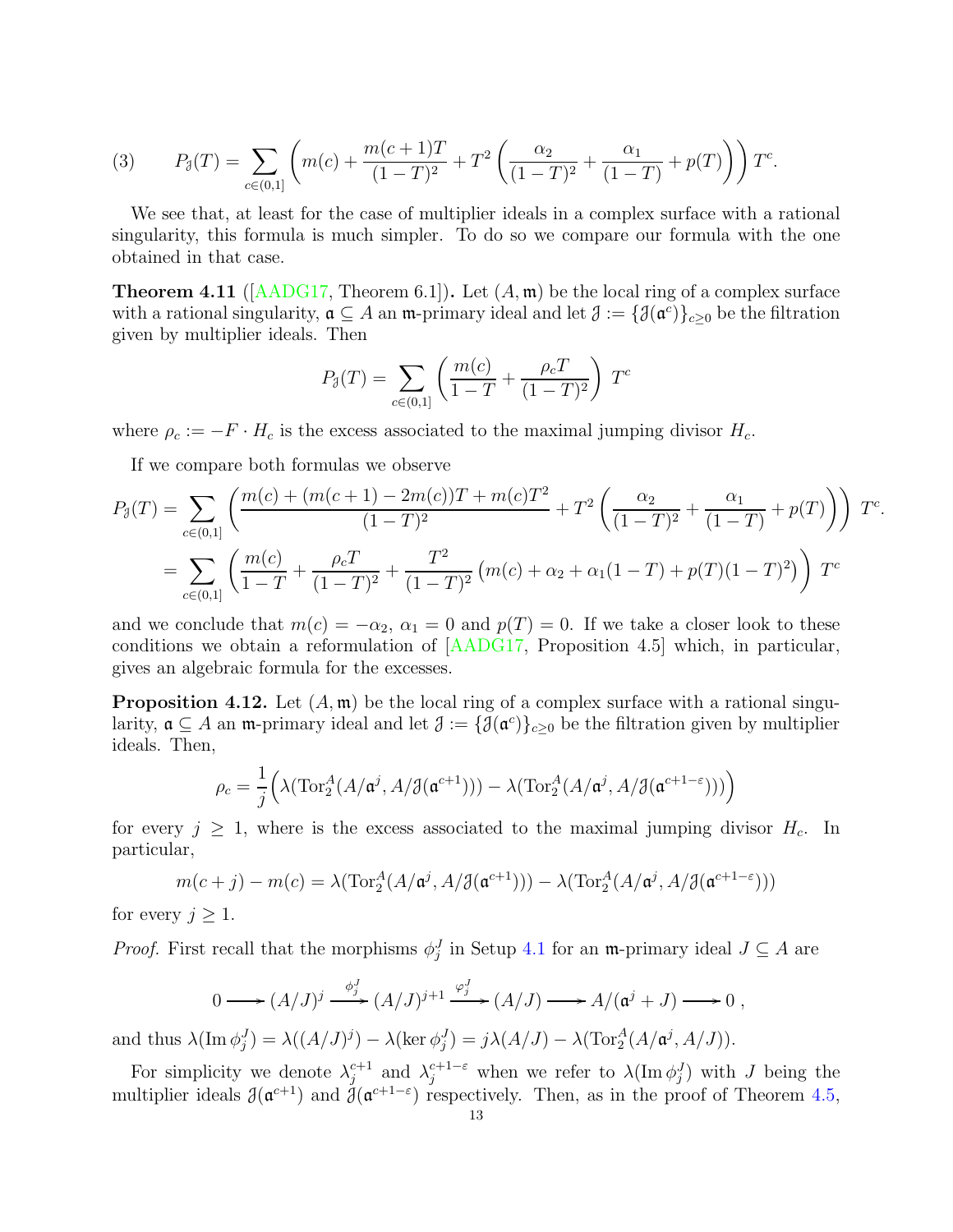$$(3) \qquad P_{\mathfrak{J}}(T) = \sum_{c\in(0,1]} \left( m(c) + \frac{m(c+1)T}{(1-T)^2} + T^2\left(\frac{\alpha_2}{(1-T)^2} + \frac{\alpha_1}{(1-T)} + p(T)\right)\right) T^c.$$

We see that, at least for the case of multiplier ideals in a complex surface with a rational singularity, this formula is much simpler. To do so we compare our formula with the one obtained in that case.

**Theorem 4.11** ([AADG17, Theorem 6.1])**.** Let $(A, \mathfrak{m})$ be the local ring of a complex surface with a rational singularity, $\mathfrak{a} \subseteq A$ an $\mathfrak{m}$-primary ideal and let $\mathfrak{J} := \{\mathcal{J}(\mathfrak{a}^c)\}_{c\geq 0}$ be the filtration given by multiplier ideals. Then

$$P_{\mathfrak{J}}(T) = \sum_{c\in(0,1]} \left(\frac{m(c)}{1-T} + \frac{\rho_c T}{(1-T)^2}\right) T^c$$

where $\rho_c := -F \cdot H_c$ is the excess associated to the maximal jumping divisor $H_c$.

If we compare both formulas we observe

$$\begin{aligned}
P_{\mathfrak{J}}(T) &= \sum_{c\in(0,1]} \left( \frac{m(c) + (m(c+1) - 2m(c))T + m(c)T^2}{(1-T)^2} + T^2\left(\frac{\alpha_2}{(1-T)^2} + \frac{\alpha_1}{(1-T)} + p(T)\right)\right) T^c. \\
&= \sum_{c\in(0,1]} \left(\frac{m(c)}{1-T} + \frac{\rho_c T}{(1-T)^2} + \frac{T^2}{(1-T)^2}\left(m(c) + \alpha_2 + \alpha_1(1-T) + p(T)(1-T)^2\right)\right) T^c
\end{aligned}$$

and we conclude that $m(c) = -\alpha_2$, $\alpha_1 = 0$ and $p(T) = 0$. If we take a closer look to these conditions we obtain a reformulation of [AADG17, Proposition 4.5] which, in particular, gives an algebraic formula for the excesses.

**Proposition 4.12.** Let $(A, \mathfrak{m})$ be the local ring of a complex surface with a rational singularity, $\mathfrak{a} \subseteq A$ an $\mathfrak{m}$-primary ideal and let $\mathfrak{J} := \{\mathcal{J}(\mathfrak{a}^c)\}_{c\geq 0}$ be the filtration given by multiplier ideals. Then,

$$\rho_c = \frac{1}{j}\Big(\lambda(\operatorname{Tor}_2^A(A/\mathfrak{a}^j, A/\mathcal{J}(\mathfrak{a}^{c+1}))) - \lambda(\operatorname{Tor}_2^A(A/\mathfrak{a}^j, A/\mathcal{J}(\mathfrak{a}^{c+1-\varepsilon})))\Big)$$

for every $j \geq 1$, where is the excess associated to the maximal jumping divisor $H_c$. In particular,

$$m(c+j) - m(c) = \lambda(\operatorname{Tor}_2^A(A/\mathfrak{a}^j, A/\mathcal{J}(\mathfrak{a}^{c+1}))) - \lambda(\operatorname{Tor}_2^A(A/\mathfrak{a}^j, A/\mathcal{J}(\mathfrak{a}^{c+1-\varepsilon})))$$

for every $j \geq 1$.

*Proof.* First recall that the morphisms $\phi_j^J$ in Setup 4.1 for an $\mathfrak{m}$-primary ideal $J \subseteq A$ are

$$0 \longrightarrow (A/J)^j \xrightarrow{\phi_j^J} (A/J)^{j+1} \xrightarrow{\varphi_j^J} (A/J) \longrightarrow A/(\mathfrak{a}^j + J) \longrightarrow 0\ ,$$

and thus $\lambda(\operatorname{Im}\phi_j^J) = \lambda((A/J)^j) - \lambda(\ker\phi_j^J) = j\lambda(A/J) - \lambda(\operatorname{Tor}_2^A(A/\mathfrak{a}^j, A/J))$.

For simplicity we denote $\lambda_j^{c+1}$ and $\lambda_j^{c+1-\varepsilon}$ when we refer to $\lambda(\operatorname{Im}\phi_j^J)$ with $J$ being the multiplier ideals $\mathcal{J}(\mathfrak{a}^{c+1})$ and $\mathcal{J}(\mathfrak{a}^{c+1-\varepsilon})$ respectively. Then, as in the proof of Theorem 4.5,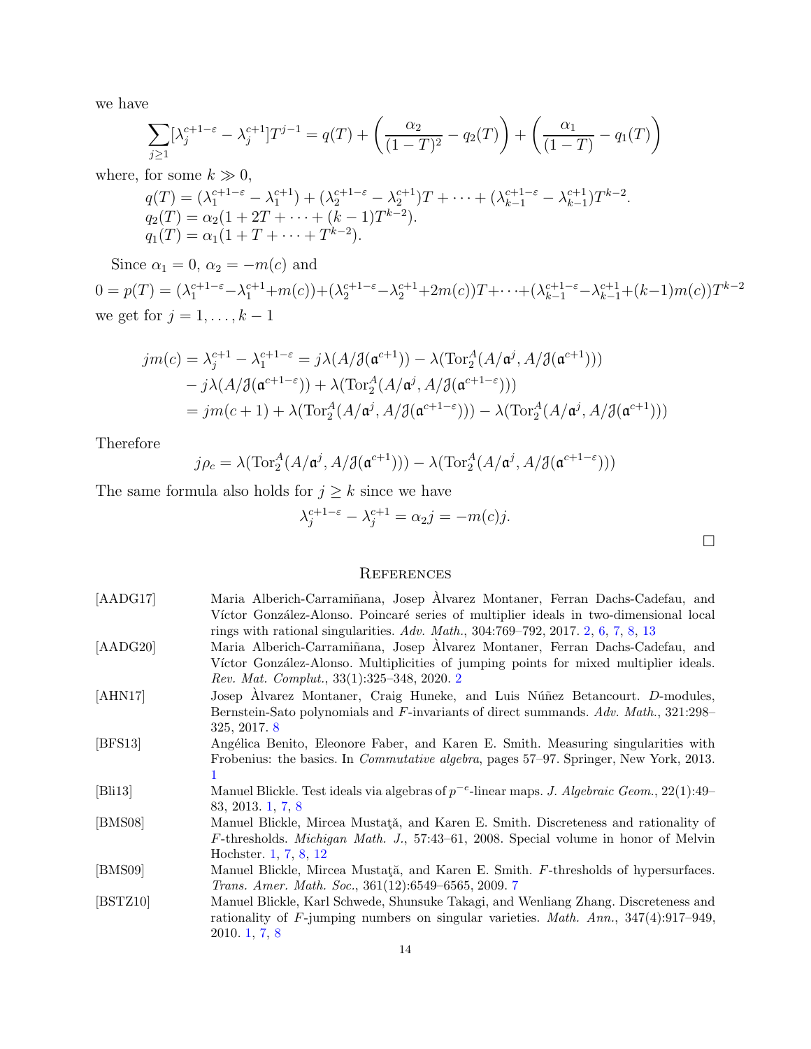we have

$$\sum_{j\geq 1}[\lambda_j^{c+1-\varepsilon}-\lambda_j^{c+1}]T^{j-1} = q(T) + \left(\frac{\alpha_2}{(1-T)^2} - q_2(T)\right) + \left(\frac{\alpha_1}{(1-T)} - q_1(T)\right)$$

where, for some $k \gg 0$,

$$q(T) = (\lambda_1^{c+1-\varepsilon}-\lambda_1^{c+1}) + (\lambda_2^{c+1-\varepsilon}-\lambda_2^{c+1})T + \cdots + (\lambda_{k-1}^{c+1-\varepsilon}-\lambda_{k-1}^{c+1})T^{k-2}.$$
$$q_2(T) = \alpha_2(1 + 2T + \cdots + (k-1)T^{k-2}).$$
$$q_1(T) = \alpha_1(1 + T + \cdots + T^{k-2}).$$

Since $\alpha_1 = 0$, $\alpha_2 = -m(c)$ and

$$0 = p(T) = (\lambda_1^{c+1-\varepsilon}-\lambda_1^{c+1}+m(c)) + (\lambda_2^{c+1-\varepsilon}-\lambda_2^{c+1}+2m(c))T + \cdots + (\lambda_{k-1}^{c+1-\varepsilon}-\lambda_{k-1}^{c+1}+(k-1)m(c))T^{k-2}$$

we get for $j = 1, \ldots, k-1$

$$\begin{aligned}
jm(c) = \lambda_j^{c+1} - \lambda_1^{c+1-\varepsilon} &= j\lambda(A/\mathfrak{J}(\mathfrak{a}^{c+1})) - \lambda(\operatorname{Tor}_2^A(A/\mathfrak{a}^j, A/\mathfrak{J}(\mathfrak{a}^{c+1})))\\
&\quad - j\lambda(A/\mathfrak{J}(\mathfrak{a}^{c+1-\varepsilon})) + \lambda(\operatorname{Tor}_2^A(A/\mathfrak{a}^j, A/\mathfrak{J}(\mathfrak{a}^{c+1-\varepsilon})))\\
&= jm(c+1) + \lambda(\operatorname{Tor}_2^A(A/\mathfrak{a}^j, A/\mathfrak{J}(\mathfrak{a}^{c+1-\varepsilon}))) - \lambda(\operatorname{Tor}_2^A(A/\mathfrak{a}^j, A/\mathfrak{J}(\mathfrak{a}^{c+1})))
\end{aligned}$$

Therefore

$$j\rho_c = \lambda(\operatorname{Tor}_2^A(A/\mathfrak{a}^j, A/\mathfrak{J}(\mathfrak{a}^{c+1}))) - \lambda(\operatorname{Tor}_2^A(A/\mathfrak{a}^j, A/\mathfrak{J}(\mathfrak{a}^{c+1-\varepsilon})))$$

The same formula also holds for $j \geq k$ since we have

$$\lambda_j^{c+1-\varepsilon} - \lambda_j^{c+1} = \alpha_2 j = -m(c)j.$$

□

## References

[AADG17] Maria Alberich-Carramiñana, Josep Àlvarez Montaner, Ferran Dachs-Cadefau, and Víctor González-Alonso. Poincaré series of multiplier ideals in two-dimensional local rings with rational singularities. *Adv. Math.*, 304:769–792, 2017. 2, 6, 7, 8, 13

[AADG20] Maria Alberich-Carramiñana, Josep Àlvarez Montaner, Ferran Dachs-Cadefau, and Víctor González-Alonso. Multiplicities of jumping points for mixed multiplier ideals. *Rev. Mat. Complut.*, 33(1):325–348, 2020. 2

[AHN17] Josep Àlvarez Montaner, Craig Huneke, and Luis Núñez Betancourt. $D$-modules, Bernstein-Sato polynomials and $F$-invariants of direct summands. *Adv. Math.*, 321:298–325, 2017. 8

[BFS13] Angélica Benito, Eleonore Faber, and Karen E. Smith. Measuring singularities with Frobenius: the basics. In *Commutative algebra*, pages 57–97. Springer, New York, 2013. 1

[Bli13] Manuel Blickle. Test ideals via algebras of $p^{-e}$-linear maps. *J. Algebraic Geom.*, 22(1):49–83, 2013. 1, 7, 8

[BMS08] Manuel Blickle, Mircea Mustaţă, and Karen E. Smith. Discreteness and rationality of $F$-thresholds. *Michigan Math. J.*, 57:43–61, 2008. Special volume in honor of Melvin Hochster. 1, 7, 8, 12

[BMS09] Manuel Blickle, Mircea Mustaţă, and Karen E. Smith. $F$-thresholds of hypersurfaces. *Trans. Amer. Math. Soc.*, 361(12):6549–6565, 2009. 7

[BSTZ10] Manuel Blickle, Karl Schwede, Shunsuke Takagi, and Wenliang Zhang. Discreteness and rationality of $F$-jumping numbers on singular varieties. *Math. Ann.*, 347(4):917–949, 2010. 1, 7, 8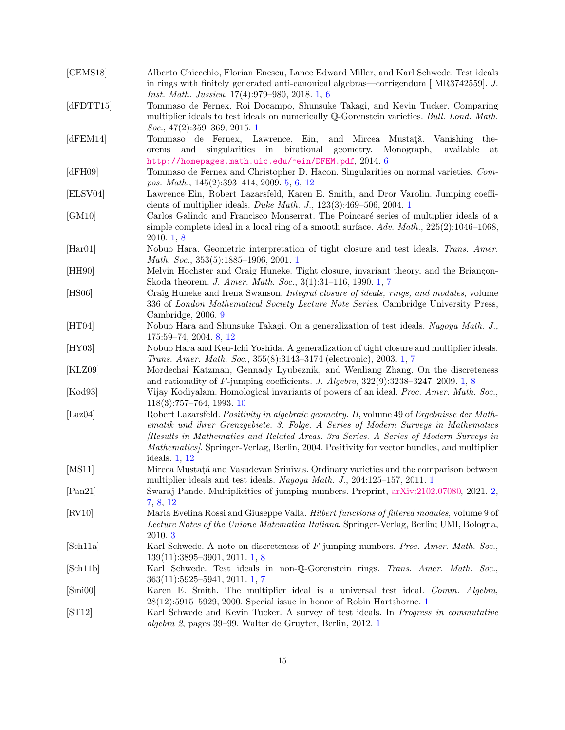[CEMS18] Alberto Chiecchio, Florian Enescu, Lance Edward Miller, and Karl Schwede. Test ideals in rings with finitely generated anti-canonical algebras—corrigendum [ MR3742559]. *J. Inst. Math. Jussieu*, 17(4):979–980, 2018. 1, 6

[dFDTT15] Tommaso de Fernex, Roi Docampo, Shunsuke Takagi, and Kevin Tucker. Comparing multiplier ideals to test ideals on numerically $\mathbb{Q}$-Gorenstein varieties. *Bull. Lond. Math. Soc.*, 47(2):359–369, 2015. 1

[dFEM14] Tommaso de Fernex, Lawrence. Ein, and Mircea Mustaţă. Vanishing theorems and singularities in birational geometry. Monograph, available at http://homepages.math.uic.edu/~ein/DFEM.pdf, 2014. 6

[dFH09] Tommaso de Fernex and Christopher D. Hacon. Singularities on normal varieties. *Compos. Math.*, 145(2):393–414, 2009. 5, 6, 12

[ELSV04] Lawrence Ein, Robert Lazarsfeld, Karen E. Smith, and Dror Varolin. Jumping coefficients of multiplier ideals. *Duke Math. J.*, 123(3):469–506, 2004. 1

[GM10] Carlos Galindo and Francisco Monserrat. The Poincaré series of multiplier ideals of a simple complete ideal in a local ring of a smooth surface. *Adv. Math.*, 225(2):1046–1068, 2010. 1, 8

[Har01] Nobuo Hara. Geometric interpretation of tight closure and test ideals. *Trans. Amer. Math. Soc.*, 353(5):1885–1906, 2001. 1

[HH90] Melvin Hochster and Craig Huneke. Tight closure, invariant theory, and the Briançon-Skoda theorem. *J. Amer. Math. Soc.*, 3(1):31–116, 1990. 1, 7

[HS06] Craig Huneke and Irena Swanson. *Integral closure of ideals, rings, and modules*, volume 336 of *London Mathematical Society Lecture Note Series*. Cambridge University Press, Cambridge, 2006. 9

[HT04] Nobuo Hara and Shunsuke Takagi. On a generalization of test ideals. *Nagoya Math. J.*, 175:59–74, 2004. 8, 12

[HY03] Nobuo Hara and Ken-Ichi Yoshida. A generalization of tight closure and multiplier ideals. *Trans. Amer. Math. Soc.*, 355(8):3143–3174 (electronic), 2003. 1, 7

[KLZ09] Mordechai Katzman, Gennady Lyubeznik, and Wenliang Zhang. On the discreteness and rationality of $F$-jumping coefficients. *J. Algebra*, 322(9):3238–3247, 2009. 1, 8

[Kod93] Vijay Kodiyalam. Homological invariants of powers of an ideal. *Proc. Amer. Math. Soc.*, 118(3):757–764, 1993. 10

[Laz04] Robert Lazarsfeld. *Positivity in algebraic geometry. II*, volume 49 of *Ergebnisse der Mathematik und ihrer Grenzgebiete. 3. Folge. A Series of Modern Surveys in Mathematics [Results in Mathematics and Related Areas. 3rd Series. A Series of Modern Surveys in Mathematics]*. Springer-Verlag, Berlin, 2004. Positivity for vector bundles, and multiplier ideals. 1, 12

[MS11] Mircea Mustaţă and Vasudevan Srinivas. Ordinary varieties and the comparison between multiplier ideals and test ideals. *Nagoya Math. J.*, 204:125–157, 2011. 1

[Pan21] Swaraj Pande. Multiplicities of jumping numbers. Preprint, arXiv:2102.07080, 2021. 2, 7, 8, 12

[RV10] Maria Evelina Rossi and Giuseppe Valla. *Hilbert functions of filtered modules*, volume 9 of *Lecture Notes of the Unione Matematica Italiana*. Springer-Verlag, Berlin; UMI, Bologna, 2010. 3

[Sch11a] Karl Schwede. A note on discreteness of $F$-jumping numbers. *Proc. Amer. Math. Soc.*, 139(11):3895–3901, 2011. 1, 8

[Sch11b] Karl Schwede. Test ideals in non-$\mathbb{Q}$-Gorenstein rings. *Trans. Amer. Math. Soc.*, 363(11):5925–5941, 2011. 1, 7

[Smi00] Karen E. Smith. The multiplier ideal is a universal test ideal. *Comm. Algebra*, 28(12):5915–5929, 2000. Special issue in honor of Robin Hartshorne. 1

[ST12] Karl Schwede and Kevin Tucker. A survey of test ideals. In *Progress in commutative algebra 2*, pages 39–99. Walter de Gruyter, Berlin, 2012. 1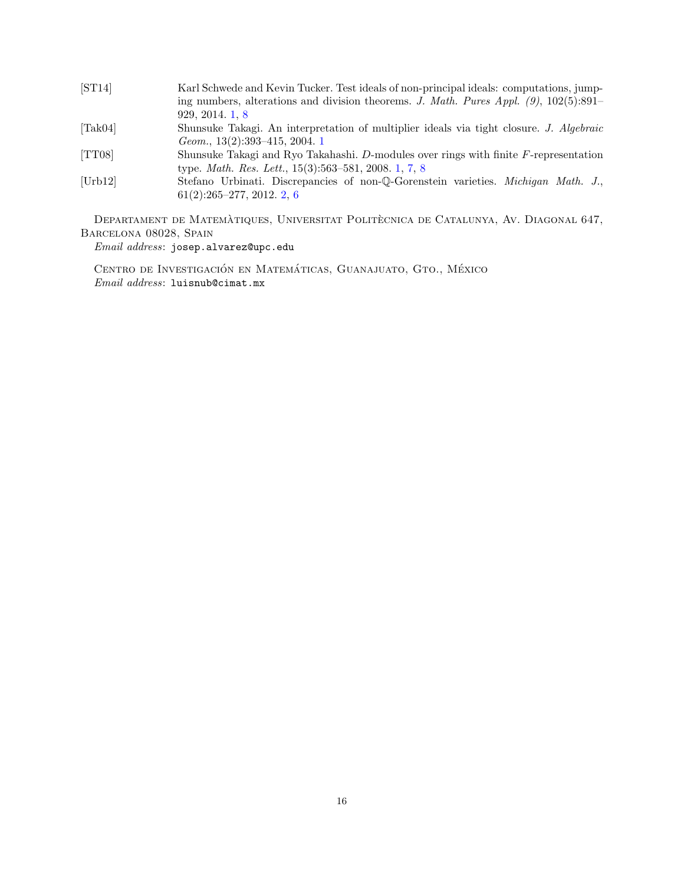[ST14] Karl Schwede and Kevin Tucker. Test ideals of non-principal ideals: computations, jumping numbers, alterations and division theorems. *J. Math. Pures Appl. (9)*, 102(5):891–929, 2014. 1, 8

[Tak04] Shunsuke Takagi. An interpretation of multiplier ideals via tight closure. *J. Algebraic Geom.*, 13(2):393–415, 2004. 1

[TT08] Shunsuke Takagi and Ryo Takahashi. *D*-modules over rings with finite *F*-representation type. *Math. Res. Lett.*, 15(3):563–581, 2008. 1, 7, 8

[Urb12] Stefano Urbinati. Discrepancies of non-$\mathbb{Q}$-Gorenstein varieties. *Michigan Math. J.*, 61(2):265–277, 2012. 2, 6

Departament de Matemàtiques, Universitat Politècnica de Catalunya, Av. Diagonal 647, Barcelona 08028, Spain
*Email address*: `josep.alvarez@upc.edu`

Centro de Investigación en Matemáticas, Guanajuato, Gto., México
*Email address*: `luisnub@cimat.mx`